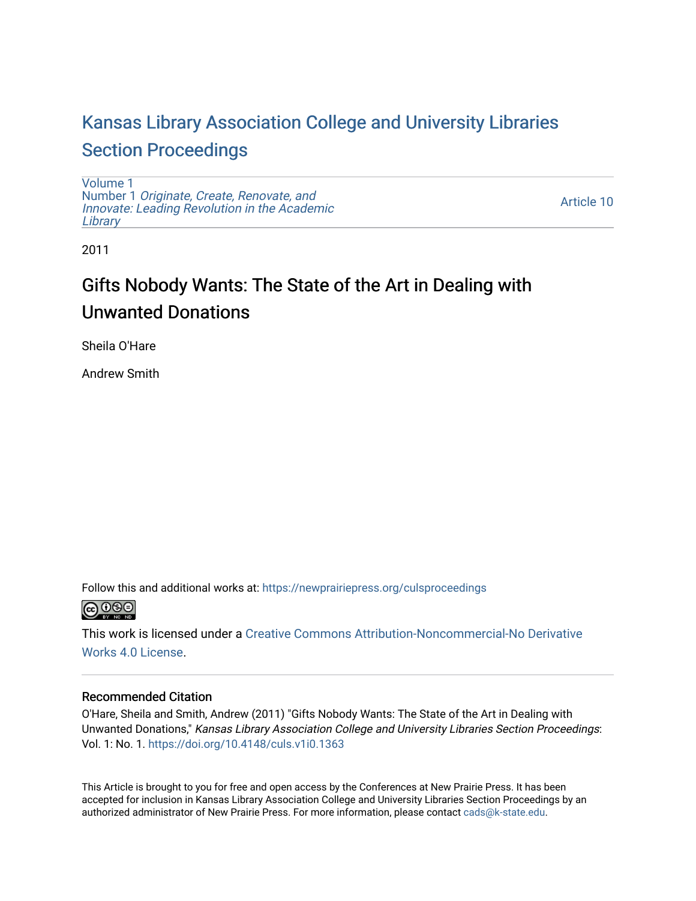# Kansas Library Association College and University Libraries Section Proceedings

Volume 1
Number 1 *Originate, Create, Renovate, and Innovate: Leading Revolution in the Academic Library*

Article 10

2011

## Gifts Nobody Wants: The State of the Art in Dealing with Unwanted Donations

Sheila O'Hare

Andrew Smith

Follow this and additional works at: https://newprairiepress.org/culsproceedings

This work is licensed under a Creative Commons Attribution-Noncommercial-No Derivative Works 4.0 License.

### Recommended Citation

O'Hare, Sheila and Smith, Andrew (2011) "Gifts Nobody Wants: The State of the Art in Dealing with Unwanted Donations," *Kansas Library Association College and University Libraries Section Proceedings*: Vol. 1: No. 1. https://doi.org/10.4148/culs.v1i0.1363

This Article is brought to you for free and open access by the Conferences at New Prairie Press. It has been accepted for inclusion in Kansas Library Association College and University Libraries Section Proceedings by an authorized administrator of New Prairie Press. For more information, please contact cads@k-state.edu.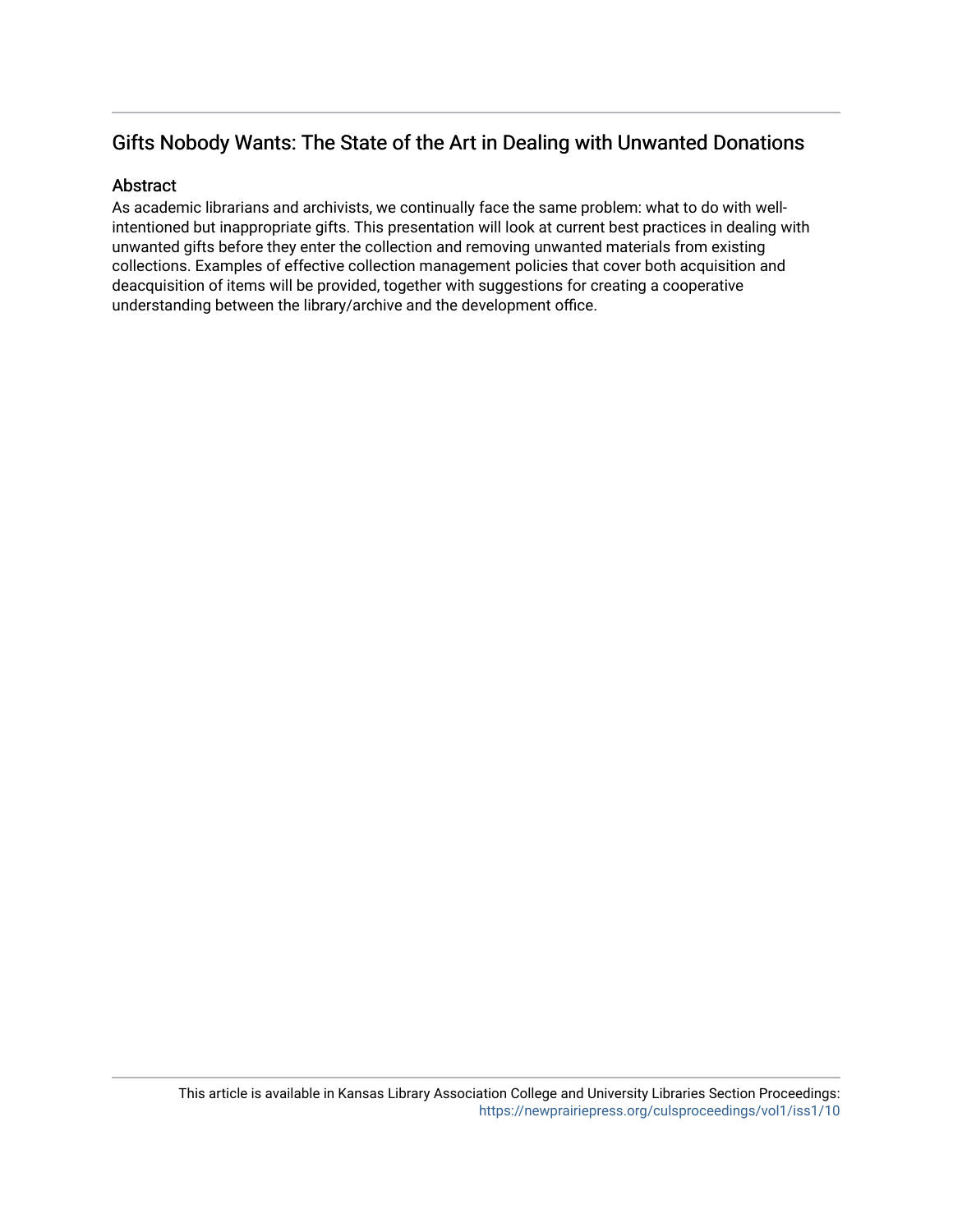## Gifts Nobody Wants: The State of the Art in Dealing with Unwanted Donations

### Abstract

As academic librarians and archivists, we continually face the same problem: what to do with well-intentioned but inappropriate gifts. This presentation will look at current best practices in dealing with unwanted gifts before they enter the collection and removing unwanted materials from existing collections. Examples of effective collection management policies that cover both acquisition and deacquisition of items will be provided, together with suggestions for creating a cooperative understanding between the library/archive and the development office.

This article is available in Kansas Library Association College and University Libraries Section Proceedings: https://newprairiepress.org/culsproceedings/vol1/iss1/10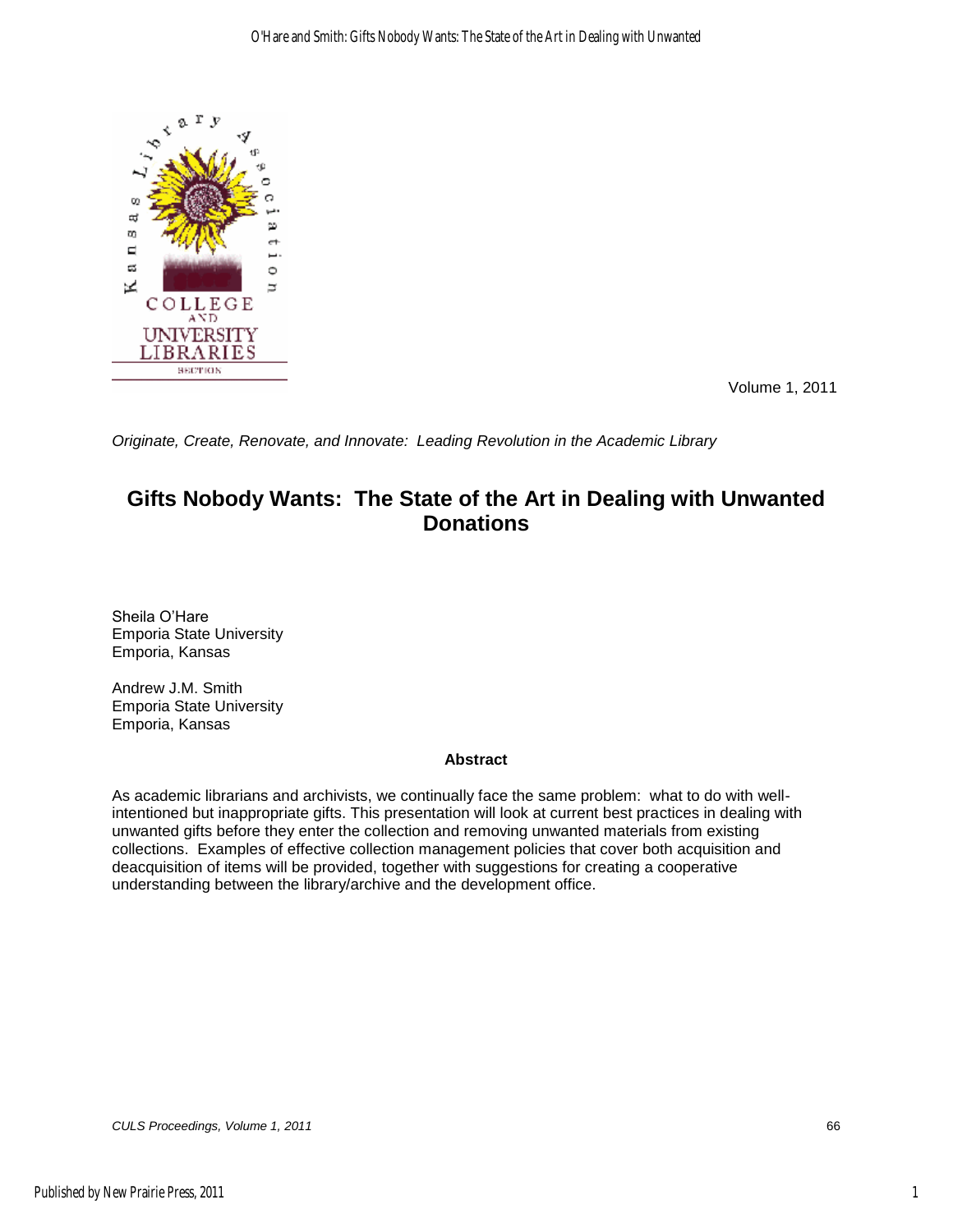Volume 1, 2011

*Originate, Create, Renovate, and Innovate: Leading Revolution in the Academic Library*

# Gifts Nobody Wants: The State of the Art in Dealing with Unwanted Donations

Sheila O'Hare
Emporia State University
Emporia, Kansas

Andrew J.M. Smith
Emporia State University
Emporia, Kansas

**Abstract**

As academic librarians and archivists, we continually face the same problem: what to do with well-intentioned but inappropriate gifts. This presentation will look at current best practices in dealing with unwanted gifts before they enter the collection and removing unwanted materials from existing collections. Examples of effective collection management policies that cover both acquisition and deacquisition of items will be provided, together with suggestions for creating a cooperative understanding between the library/archive and the development office.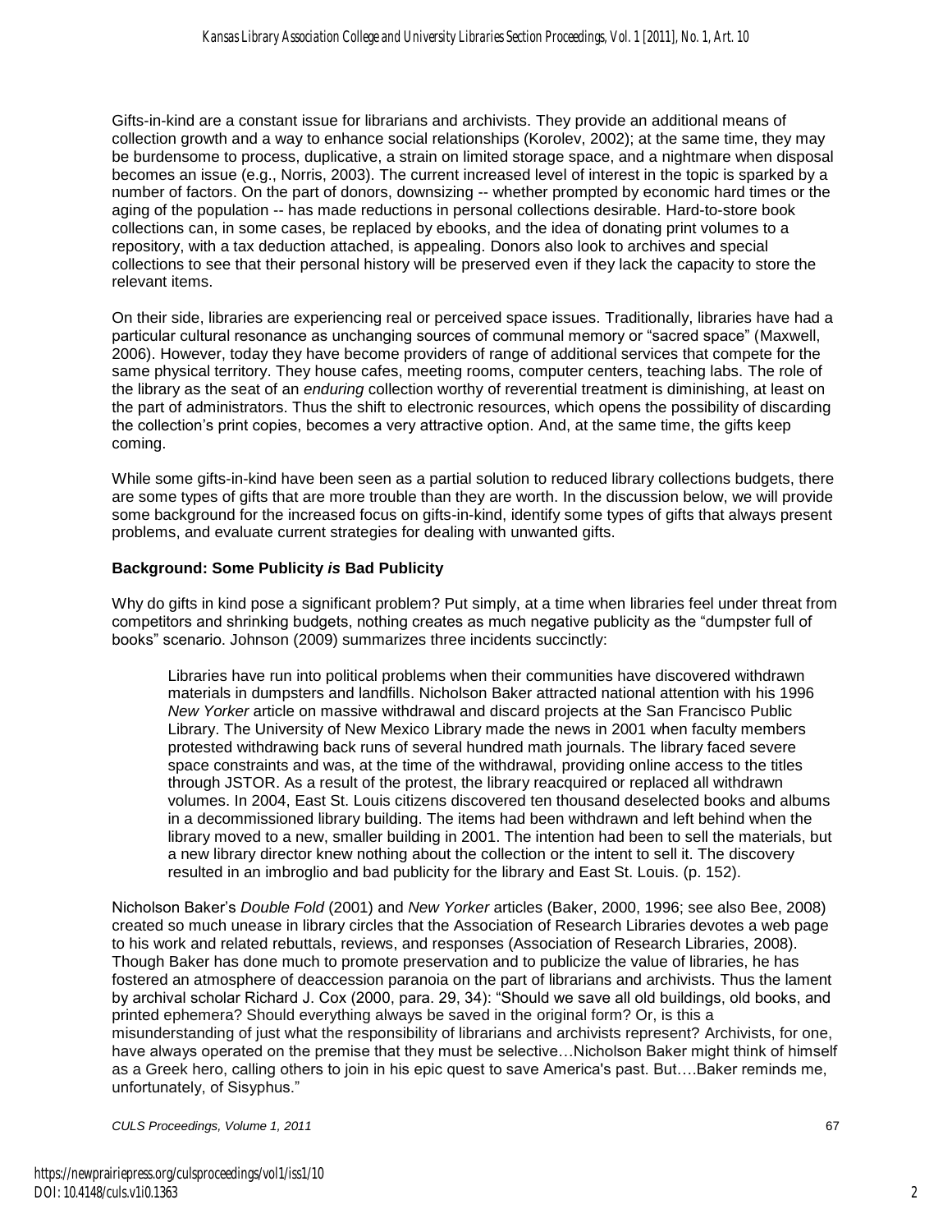Gifts-in-kind are a constant issue for librarians and archivists. They provide an additional means of collection growth and a way to enhance social relationships (Korolev, 2002); at the same time, they may be burdensome to process, duplicative, a strain on limited storage space, and a nightmare when disposal becomes an issue (e.g., Norris, 2003). The current increased level of interest in the topic is sparked by a number of factors. On the part of donors, downsizing -- whether prompted by economic hard times or the aging of the population -- has made reductions in personal collections desirable. Hard-to-store book collections can, in some cases, be replaced by ebooks, and the idea of donating print volumes to a repository, with a tax deduction attached, is appealing. Donors also look to archives and special collections to see that their personal history will be preserved even if they lack the capacity to store the relevant items.

On their side, libraries are experiencing real or perceived space issues. Traditionally, libraries have had a particular cultural resonance as unchanging sources of communal memory or "sacred space" (Maxwell, 2006). However, today they have become providers of range of additional services that compete for the same physical territory. They house cafes, meeting rooms, computer centers, teaching labs. The role of the library as the seat of an *enduring* collection worthy of reverential treatment is diminishing, at least on the part of administrators. Thus the shift to electronic resources, which opens the possibility of discarding the collection's print copies, becomes a very attractive option. And, at the same time, the gifts keep coming.

While some gifts-in-kind have been seen as a partial solution to reduced library collections budgets, there are some types of gifts that are more trouble than they are worth. In the discussion below, we will provide some background for the increased focus on gifts-in-kind, identify some types of gifts that always present problems, and evaluate current strategies for dealing with unwanted gifts.

**Background: Some Publicity *is* Bad Publicity**

Why do gifts in kind pose a significant problem? Put simply, at a time when libraries feel under threat from competitors and shrinking budgets, nothing creates as much negative publicity as the "dumpster full of books" scenario. Johnson (2009) summarizes three incidents succinctly:

> Libraries have run into political problems when their communities have discovered withdrawn materials in dumpsters and landfills. Nicholson Baker attracted national attention with his 1996 *New Yorker* article on massive withdrawal and discard projects at the San Francisco Public Library. The University of New Mexico Library made the news in 2001 when faculty members protested withdrawing back runs of several hundred math journals. The library faced severe space constraints and was, at the time of the withdrawal, providing online access to the titles through JSTOR. As a result of the protest, the library reacquired or replaced all withdrawn volumes. In 2004, East St. Louis citizens discovered ten thousand deselected books and albums in a decommissioned library building. The items had been withdrawn and left behind when the library moved to a new, smaller building in 2001. The intention had been to sell the materials, but a new library director knew nothing about the collection or the intent to sell it. The discovery resulted in an imbroglio and bad publicity for the library and East St. Louis. (p. 152).

Nicholson Baker's *Double Fold* (2001) and *New Yorker* articles (Baker, 2000, 1996; see also Bee, 2008) created so much unease in library circles that the Association of Research Libraries devotes a web page to his work and related rebuttals, reviews, and responses (Association of Research Libraries, 2008). Though Baker has done much to promote preservation and to publicize the value of libraries, he has fostered an atmosphere of deaccession paranoia on the part of librarians and archivists. Thus the lament by archival scholar Richard J. Cox (2000, para. 29, 34): "Should we save all old buildings, old books, and printed ephemera? Should everything always be saved in the original form? Or, is this a misunderstanding of just what the responsibility of librarians and archivists represent? Archivists, for one, have always operated on the premise that they must be selective…Nicholson Baker might think of himself as a Greek hero, calling others to join in his epic quest to save America's past. But….Baker reminds me, unfortunately, of Sisyphus."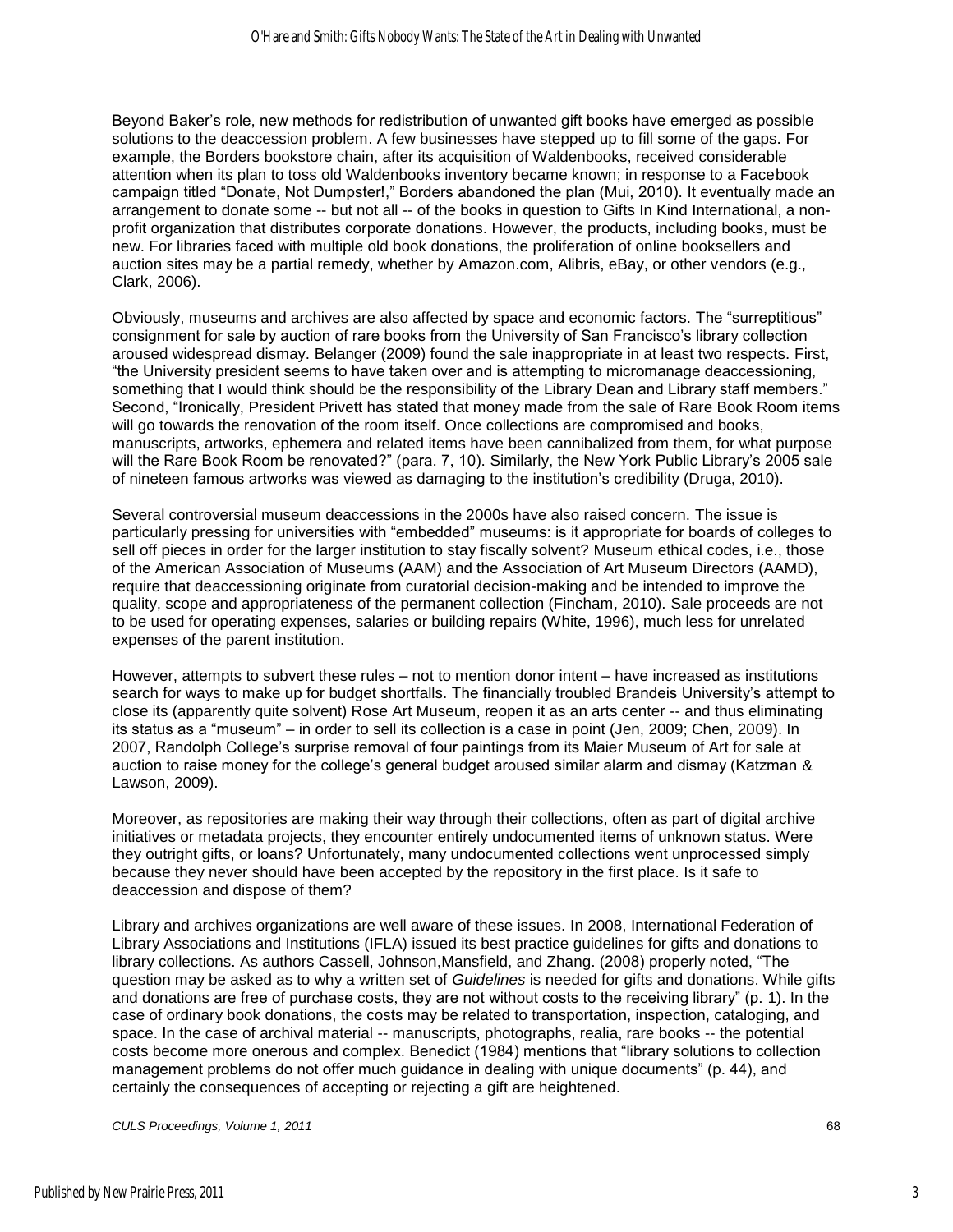Beyond Baker's role, new methods for redistribution of unwanted gift books have emerged as possible solutions to the deaccession problem. A few businesses have stepped up to fill some of the gaps. For example, the Borders bookstore chain, after its acquisition of Waldenbooks, received considerable attention when its plan to toss old Waldenbooks inventory became known; in response to a Facebook campaign titled "Donate, Not Dumpster!," Borders abandoned the plan (Mui, 2010). It eventually made an arrangement to donate some -- but not all -- of the books in question to Gifts In Kind International, a non-profit organization that distributes corporate donations. However, the products, including books, must be new. For libraries faced with multiple old book donations, the proliferation of online booksellers and auction sites may be a partial remedy, whether by Amazon.com, Alibris, eBay, or other vendors (e.g., Clark, 2006).

Obviously, museums and archives are also affected by space and economic factors. The "surreptitious" consignment for sale by auction of rare books from the University of San Francisco's library collection aroused widespread dismay. Belanger (2009) found the sale inappropriate in at least two respects. First, "the University president seems to have taken over and is attempting to micromanage deaccessioning, something that I would think should be the responsibility of the Library Dean and Library staff members." Second, "Ironically, President Privett has stated that money made from the sale of Rare Book Room items will go towards the renovation of the room itself. Once collections are compromised and books, manuscripts, artworks, ephemera and related items have been cannibalized from them, for what purpose will the Rare Book Room be renovated?" (para. 7, 10). Similarly, the New York Public Library's 2005 sale of nineteen famous artworks was viewed as damaging to the institution's credibility (Druga, 2010).

Several controversial museum deaccessions in the 2000s have also raised concern. The issue is particularly pressing for universities with "embedded" museums: is it appropriate for boards of colleges to sell off pieces in order for the larger institution to stay fiscally solvent? Museum ethical codes, i.e., those of the American Association of Museums (AAM) and the Association of Art Museum Directors (AAMD), require that deaccessioning originate from curatorial decision-making and be intended to improve the quality, scope and appropriateness of the permanent collection (Fincham, 2010). Sale proceeds are not to be used for operating expenses, salaries or building repairs (White, 1996), much less for unrelated expenses of the parent institution.

However, attempts to subvert these rules – not to mention donor intent – have increased as institutions search for ways to make up for budget shortfalls. The financially troubled Brandeis University's attempt to close its (apparently quite solvent) Rose Art Museum, reopen it as an arts center -- and thus eliminating its status as a "museum" – in order to sell its collection is a case in point (Jen, 2009; Chen, 2009). In 2007, Randolph College's surprise removal of four paintings from its Maier Museum of Art for sale at auction to raise money for the college's general budget aroused similar alarm and dismay (Katzman & Lawson, 2009).

Moreover, as repositories are making their way through their collections, often as part of digital archive initiatives or metadata projects, they encounter entirely undocumented items of unknown status. Were they outright gifts, or loans? Unfortunately, many undocumented collections went unprocessed simply because they never should have been accepted by the repository in the first place. Is it safe to deaccession and dispose of them?

Library and archives organizations are well aware of these issues. In 2008, International Federation of Library Associations and Institutions (IFLA) issued its best practice guidelines for gifts and donations to library collections. As authors Cassell, Johnson,Mansfield, and Zhang. (2008) properly noted, "The question may be asked as to why a written set of *Guidelines* is needed for gifts and donations. While gifts and donations are free of purchase costs, they are not without costs to the receiving library" (p. 1). In the case of ordinary book donations, the costs may be related to transportation, inspection, cataloging, and space. In the case of archival material -- manuscripts, photographs, realia, rare books -- the potential costs become more onerous and complex. Benedict (1984) mentions that "library solutions to collection management problems do not offer much guidance in dealing with unique documents" (p. 44), and certainly the consequences of accepting or rejecting a gift are heightened.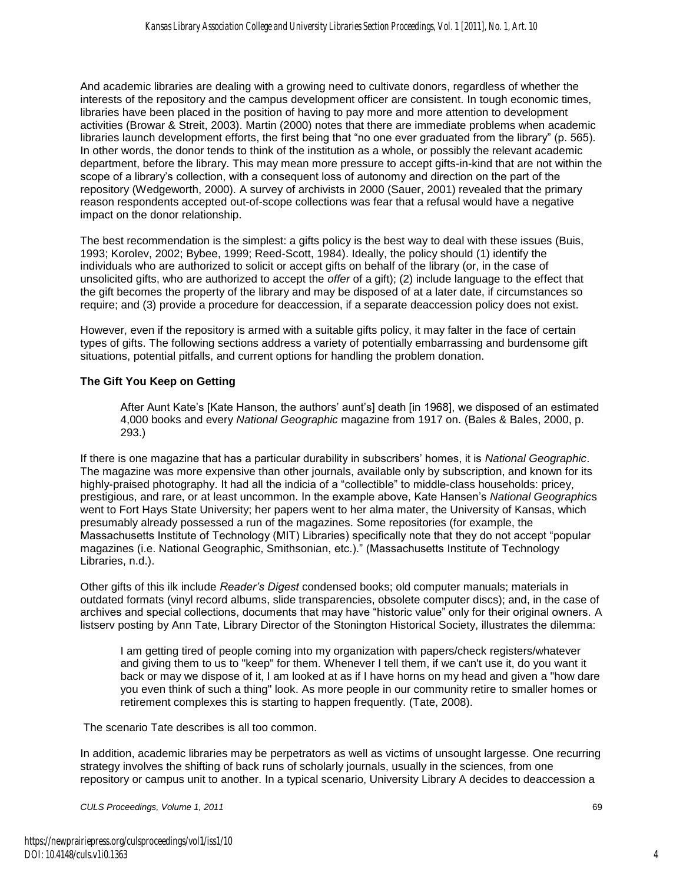And academic libraries are dealing with a growing need to cultivate donors, regardless of whether the interests of the repository and the campus development officer are consistent. In tough economic times, libraries have been placed in the position of having to pay more and more attention to development activities (Browar & Streit, 2003). Martin (2000) notes that there are immediate problems when academic libraries launch development efforts, the first being that "no one ever graduated from the library" (p. 565). In other words, the donor tends to think of the institution as a whole, or possibly the relevant academic department, before the library. This may mean more pressure to accept gifts-in-kind that are not within the scope of a library's collection, with a consequent loss of autonomy and direction on the part of the repository (Wedgeworth, 2000). A survey of archivists in 2000 (Sauer, 2001) revealed that the primary reason respondents accepted out-of-scope collections was fear that a refusal would have a negative impact on the donor relationship.

The best recommendation is the simplest: a gifts policy is the best way to deal with these issues (Buis, 1993; Korolev, 2002; Bybee, 1999; Reed-Scott, 1984). Ideally, the policy should (1) identify the individuals who are authorized to solicit or accept gifts on behalf of the library (or, in the case of unsolicited gifts, who are authorized to accept the *offer* of a gift); (2) include language to the effect that the gift becomes the property of the library and may be disposed of at a later date, if circumstances so require; and (3) provide a procedure for deaccession, if a separate deaccession policy does not exist.

However, even if the repository is armed with a suitable gifts policy, it may falter in the face of certain types of gifts. The following sections address a variety of potentially embarrassing and burdensome gift situations, potential pitfalls, and current options for handling the problem donation.

**The Gift You Keep on Getting**

> After Aunt Kate's [Kate Hanson, the authors' aunt's] death [in 1968], we disposed of an estimated 4,000 books and every *National Geographic* magazine from 1917 on. (Bales & Bales, 2000, p. 293.)

If there is one magazine that has a particular durability in subscribers' homes, it is *National Geographic*. The magazine was more expensive than other journals, available only by subscription, and known for its highly-praised photography. It had all the indicia of a "collectible" to middle-class households: pricey, prestigious, and rare, or at least uncommon. In the example above, Kate Hansen's *National Geographic*s went to Fort Hays State University; her papers went to her alma mater, the University of Kansas, which presumably already possessed a run of the magazines. Some repositories (for example, the Massachusetts Institute of Technology (MIT) Libraries) specifically note that they do not accept "popular magazines (i.e. National Geographic, Smithsonian, etc.)." (Massachusetts Institute of Technology Libraries, n.d.).

Other gifts of this ilk include *Reader's Digest* condensed books; old computer manuals; materials in outdated formats (vinyl record albums, slide transparencies, obsolete computer discs); and, in the case of archives and special collections, documents that may have "historic value" only for their original owners. A listserv posting by Ann Tate, Library Director of the Stonington Historical Society, illustrates the dilemma:

> I am getting tired of people coming into my organization with papers/check registers/whatever and giving them to us to "keep" for them. Whenever I tell them, if we can't use it, do you want it back or may we dispose of it, I am looked at as if I have horns on my head and given a "how dare you even think of such a thing" look. As more people in our community retire to smaller homes or retirement complexes this is starting to happen frequently. (Tate, 2008).

The scenario Tate describes is all too common.

In addition, academic libraries may be perpetrators as well as victims of unsought largesse. One recurring strategy involves the shifting of back runs of scholarly journals, usually in the sciences, from one repository or campus unit to another. In a typical scenario, University Library A decides to deaccession a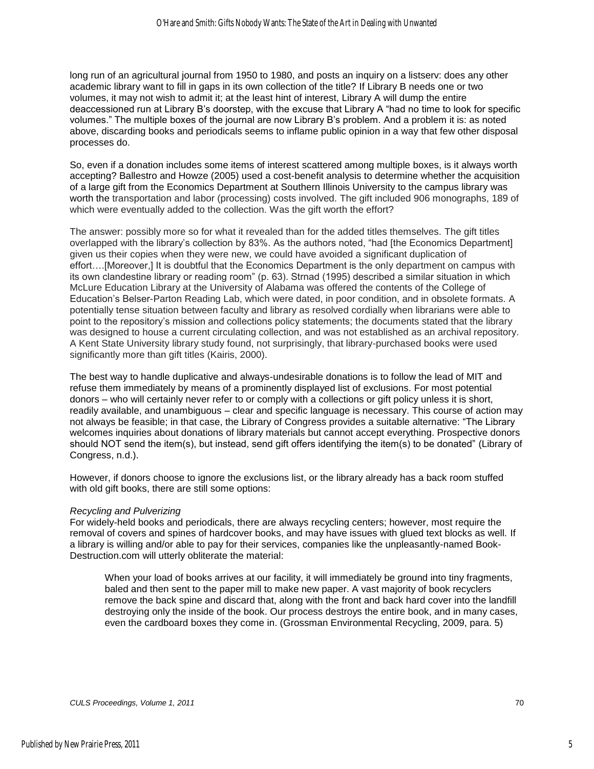long run of an agricultural journal from 1950 to 1980, and posts an inquiry on a listserv: does any other academic library want to fill in gaps in its own collection of the title? If Library B needs one or two volumes, it may not wish to admit it; at the least hint of interest, Library A will dump the entire deaccessioned run at Library B's doorstep, with the excuse that Library A "had no time to look for specific volumes." The multiple boxes of the journal are now Library B's problem. And a problem it is: as noted above, discarding books and periodicals seems to inflame public opinion in a way that few other disposal processes do.

So, even if a donation includes some items of interest scattered among multiple boxes, is it always worth accepting? Ballestro and Howze (2005) used a cost-benefit analysis to determine whether the acquisition of a large gift from the Economics Department at Southern Illinois University to the campus library was worth the transportation and labor (processing) costs involved. The gift included 906 monographs, 189 of which were eventually added to the collection. Was the gift worth the effort?

The answer: possibly more so for what it revealed than for the added titles themselves. The gift titles overlapped with the library's collection by 83%. As the authors noted, "had [the Economics Department] given us their copies when they were new, we could have avoided a significant duplication of effort….[Moreover,] It is doubtful that the Economics Department is the only department on campus with its own clandestine library or reading room" (p. 63). Strnad (1995) described a similar situation in which McLure Education Library at the University of Alabama was offered the contents of the College of Education's Belser-Parton Reading Lab, which were dated, in poor condition, and in obsolete formats. A potentially tense situation between faculty and library as resolved cordially when librarians were able to point to the repository's mission and collections policy statements; the documents stated that the library was designed to house a current circulating collection, and was not established as an archival repository. A Kent State University library study found, not surprisingly, that library-purchased books were used significantly more than gift titles (Kairis, 2000).

The best way to handle duplicative and always-undesirable donations is to follow the lead of MIT and refuse them immediately by means of a prominently displayed list of exclusions. For most potential donors – who will certainly never refer to or comply with a collections or gift policy unless it is short, readily available, and unambiguous – clear and specific language is necessary. This course of action may not always be feasible; in that case, the Library of Congress provides a suitable alternative: "The Library welcomes inquiries about donations of library materials but cannot accept everything. Prospective donors should NOT send the item(s), but instead, send gift offers identifying the item(s) to be donated" (Library of Congress, n.d.).

However, if donors choose to ignore the exclusions list, or the library already has a back room stuffed with old gift books, there are still some options:

*Recycling and Pulverizing*

For widely-held books and periodicals, there are always recycling centers; however, most require the removal of covers and spines of hardcover books, and may have issues with glued text blocks as well. If a library is willing and/or able to pay for their services, companies like the unpleasantly-named Book-Destruction.com will utterly obliterate the material:

> When your load of books arrives at our facility, it will immediately be ground into tiny fragments, baled and then sent to the paper mill to make new paper. A vast majority of book recyclers remove the back spine and discard that, along with the front and back hard cover into the landfill destroying only the inside of the book. Our process destroys the entire book, and in many cases, even the cardboard boxes they come in. (Grossman Environmental Recycling, 2009, para. 5)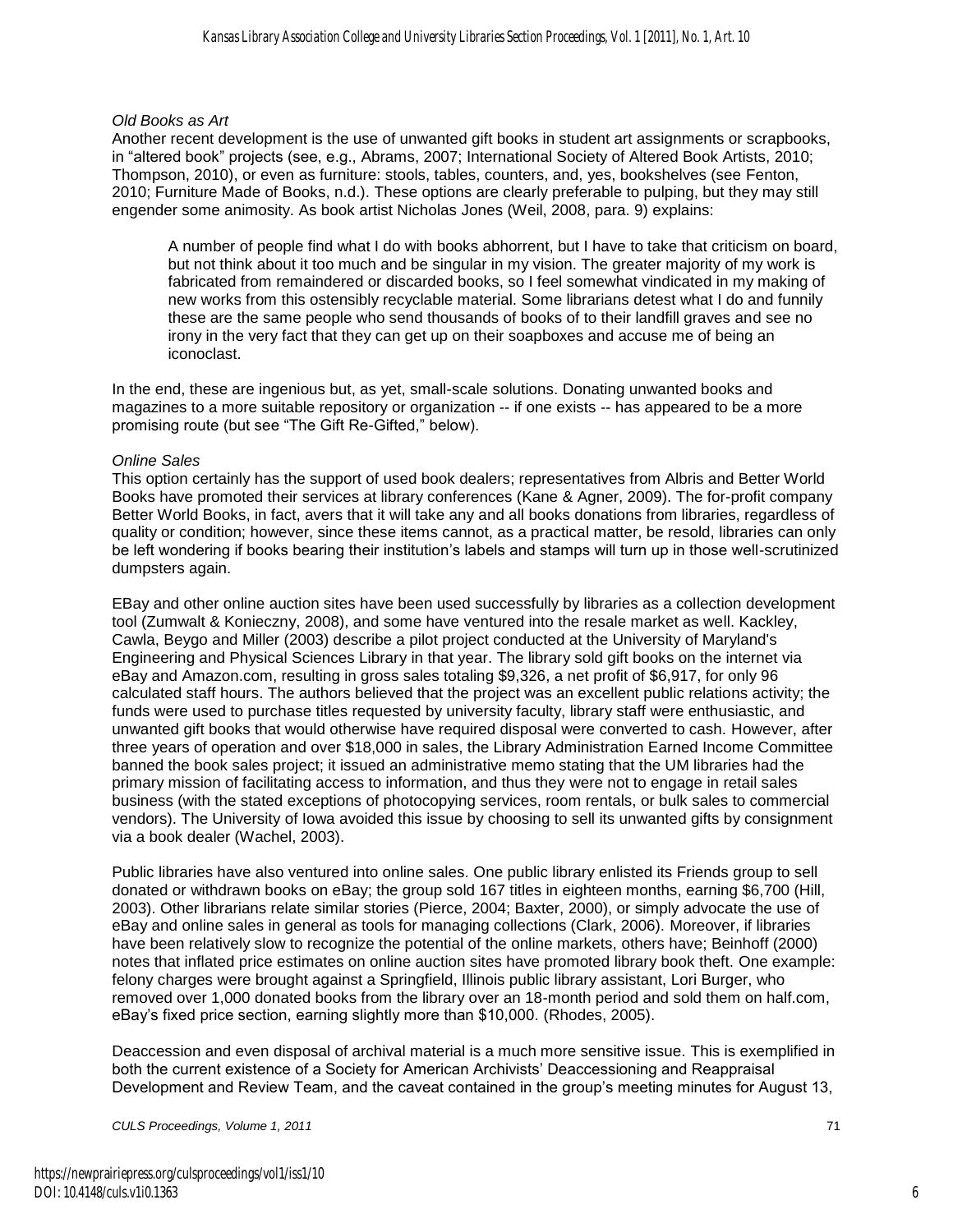### *Old Books as Art*

Another recent development is the use of unwanted gift books in student art assignments or scrapbooks, in "altered book" projects (see, e.g., Abrams, 2007; International Society of Altered Book Artists, 2010; Thompson, 2010), or even as furniture: stools, tables, counters, and, yes, bookshelves (see Fenton, 2010; Furniture Made of Books, n.d.). These options are clearly preferable to pulping, but they may still engender some animosity. As book artist Nicholas Jones (Weil, 2008, para. 9) explains:

> A number of people find what I do with books abhorrent, but I have to take that criticism on board, but not think about it too much and be singular in my vision. The greater majority of my work is fabricated from remaindered or discarded books, so I feel somewhat vindicated in my making of new works from this ostensibly recyclable material. Some librarians detest what I do and funnily these are the same people who send thousands of books of to their landfill graves and see no irony in the very fact that they can get up on their soapboxes and accuse me of being an iconoclast.

In the end, these are ingenious but, as yet, small-scale solutions. Donating unwanted books and magazines to a more suitable repository or organization -- if one exists -- has appeared to be a more promising route (but see "The Gift Re-Gifted," below).

### *Online Sales*

This option certainly has the support of used book dealers; representatives from Albris and Better World Books have promoted their services at library conferences (Kane & Agner, 2009). The for-profit company Better World Books, in fact, avers that it will take any and all books donations from libraries, regardless of quality or condition; however, since these items cannot, as a practical matter, be resold, libraries can only be left wondering if books bearing their institution's labels and stamps will turn up in those well-scrutinized dumpsters again.

EBay and other online auction sites have been used successfully by libraries as a collection development tool (Zumwalt & Konieczny, 2008), and some have ventured into the resale market as well. Kackley, Cawla, Beygo and Miller (2003) describe a pilot project conducted at the University of Maryland's Engineering and Physical Sciences Library in that year. The library sold gift books on the internet via eBay and Amazon.com, resulting in gross sales totaling $9,326, a net profit of $6,917, for only 96 calculated staff hours. The authors believed that the project was an excellent public relations activity; the funds were used to purchase titles requested by university faculty, library staff were enthusiastic, and unwanted gift books that would otherwise have required disposal were converted to cash. However, after three years of operation and over $18,000 in sales, the Library Administration Earned Income Committee banned the book sales project; it issued an administrative memo stating that the UM libraries had the primary mission of facilitating access to information, and thus they were not to engage in retail sales business (with the stated exceptions of photocopying services, room rentals, or bulk sales to commercial vendors). The University of Iowa avoided this issue by choosing to sell its unwanted gifts by consignment via a book dealer (Wachel, 2003).

Public libraries have also ventured into online sales. One public library enlisted its Friends group to sell donated or withdrawn books on eBay; the group sold 167 titles in eighteen months, earning $6,700 (Hill, 2003). Other librarians relate similar stories (Pierce, 2004; Baxter, 2000), or simply advocate the use of eBay and online sales in general as tools for managing collections (Clark, 2006). Moreover, if libraries have been relatively slow to recognize the potential of the online markets, others have; Beinhoff (2000) notes that inflated price estimates on online auction sites have promoted library book theft. One example: felony charges were brought against a Springfield, Illinois public library assistant, Lori Burger, who removed over 1,000 donated books from the library over an 18-month period and sold them on half.com, eBay's fixed price section, earning slightly more than $10,000. (Rhodes, 2005).

Deaccession and even disposal of archival material is a much more sensitive issue. This is exemplified in both the current existence of a Society for American Archivists' Deaccessioning and Reappraisal Development and Review Team, and the caveat contained in the group's meeting minutes for August 13,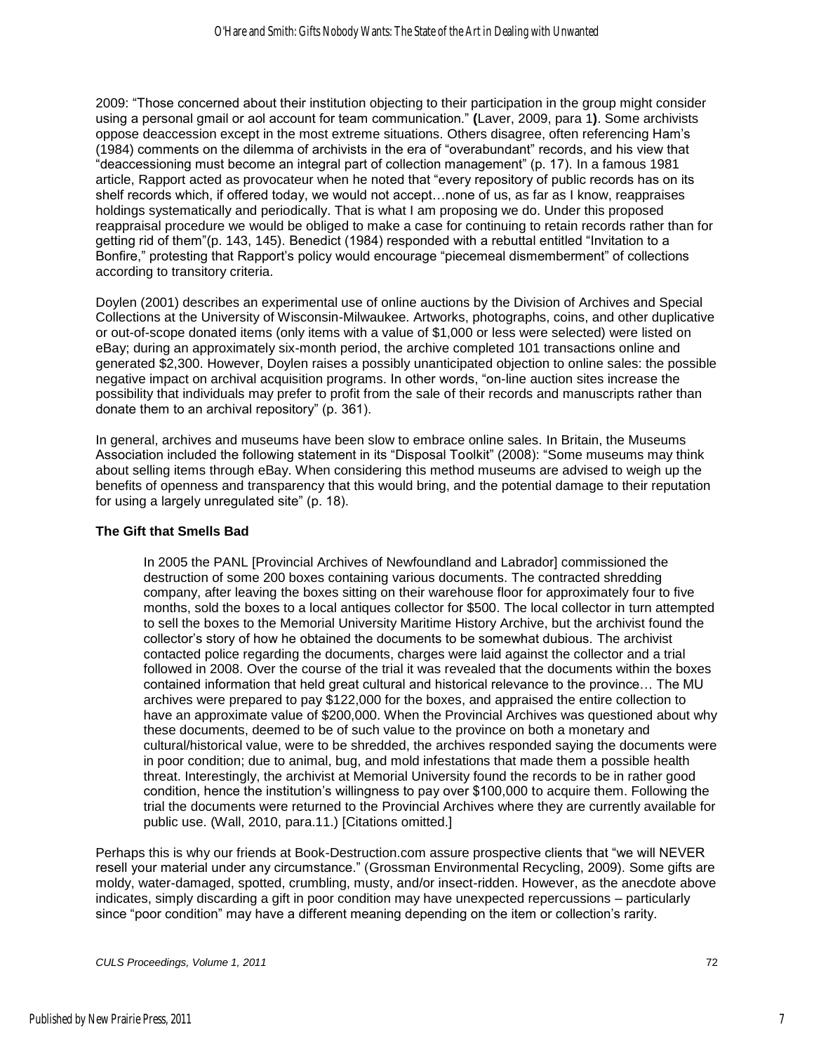2009: "Those concerned about their institution objecting to their participation in the group might consider using a personal gmail or aol account for team communication." **(**Laver, 2009, para 1**)**. Some archivists oppose deaccession except in the most extreme situations. Others disagree, often referencing Ham's (1984) comments on the dilemma of archivists in the era of "overabundant" records, and his view that "deaccessioning must become an integral part of collection management" (p. 17). In a famous 1981 article, Rapport acted as provocateur when he noted that "every repository of public records has on its shelf records which, if offered today, we would not accept…none of us, as far as I know, reappraises holdings systematically and periodically. That is what I am proposing we do. Under this proposed reappraisal procedure we would be obliged to make a case for continuing to retain records rather than for getting rid of them"(p. 143, 145). Benedict (1984) responded with a rebuttal entitled "Invitation to a Bonfire," protesting that Rapport's policy would encourage "piecemeal dismemberment" of collections according to transitory criteria.

Doylen (2001) describes an experimental use of online auctions by the Division of Archives and Special Collections at the University of Wisconsin-Milwaukee. Artworks, photographs, coins, and other duplicative or out-of-scope donated items (only items with a value of $1,000 or less were selected) were listed on eBay; during an approximately six-month period, the archive completed 101 transactions online and generated $2,300. However, Doylen raises a possibly unanticipated objection to online sales: the possible negative impact on archival acquisition programs. In other words, "on-line auction sites increase the possibility that individuals may prefer to profit from the sale of their records and manuscripts rather than donate them to an archival repository" (p. 361).

In general, archives and museums have been slow to embrace online sales. In Britain, the Museums Association included the following statement in its "Disposal Toolkit" (2008): "Some museums may think about selling items through eBay. When considering this method museums are advised to weigh up the benefits of openness and transparency that this would bring, and the potential damage to their reputation for using a largely unregulated site" (p. 18).

**The Gift that Smells Bad**

> In 2005 the PANL [Provincial Archives of Newfoundland and Labrador] commissioned the destruction of some 200 boxes containing various documents. The contracted shredding company, after leaving the boxes sitting on their warehouse floor for approximately four to five months, sold the boxes to a local antiques collector for $500. The local collector in turn attempted to sell the boxes to the Memorial University Maritime History Archive, but the archivist found the collector's story of how he obtained the documents to be somewhat dubious. The archivist contacted police regarding the documents, charges were laid against the collector and a trial followed in 2008. Over the course of the trial it was revealed that the documents within the boxes contained information that held great cultural and historical relevance to the province… The MU archives were prepared to pay $122,000 for the boxes, and appraised the entire collection to have an approximate value of $200,000. When the Provincial Archives was questioned about why these documents, deemed to be of such value to the province on both a monetary and cultural/historical value, were to be shredded, the archives responded saying the documents were in poor condition; due to animal, bug, and mold infestations that made them a possible health threat. Interestingly, the archivist at Memorial University found the records to be in rather good condition, hence the institution's willingness to pay over $100,000 to acquire them. Following the trial the documents were returned to the Provincial Archives where they are currently available for public use. (Wall, 2010, para.11.) [Citations omitted.]

Perhaps this is why our friends at Book-Destruction.com assure prospective clients that "we will NEVER resell your material under any circumstance." (Grossman Environmental Recycling, 2009). Some gifts are moldy, water-damaged, spotted, crumbling, musty, and/or insect-ridden. However, as the anecdote above indicates, simply discarding a gift in poor condition may have unexpected repercussions – particularly since "poor condition" may have a different meaning depending on the item or collection's rarity.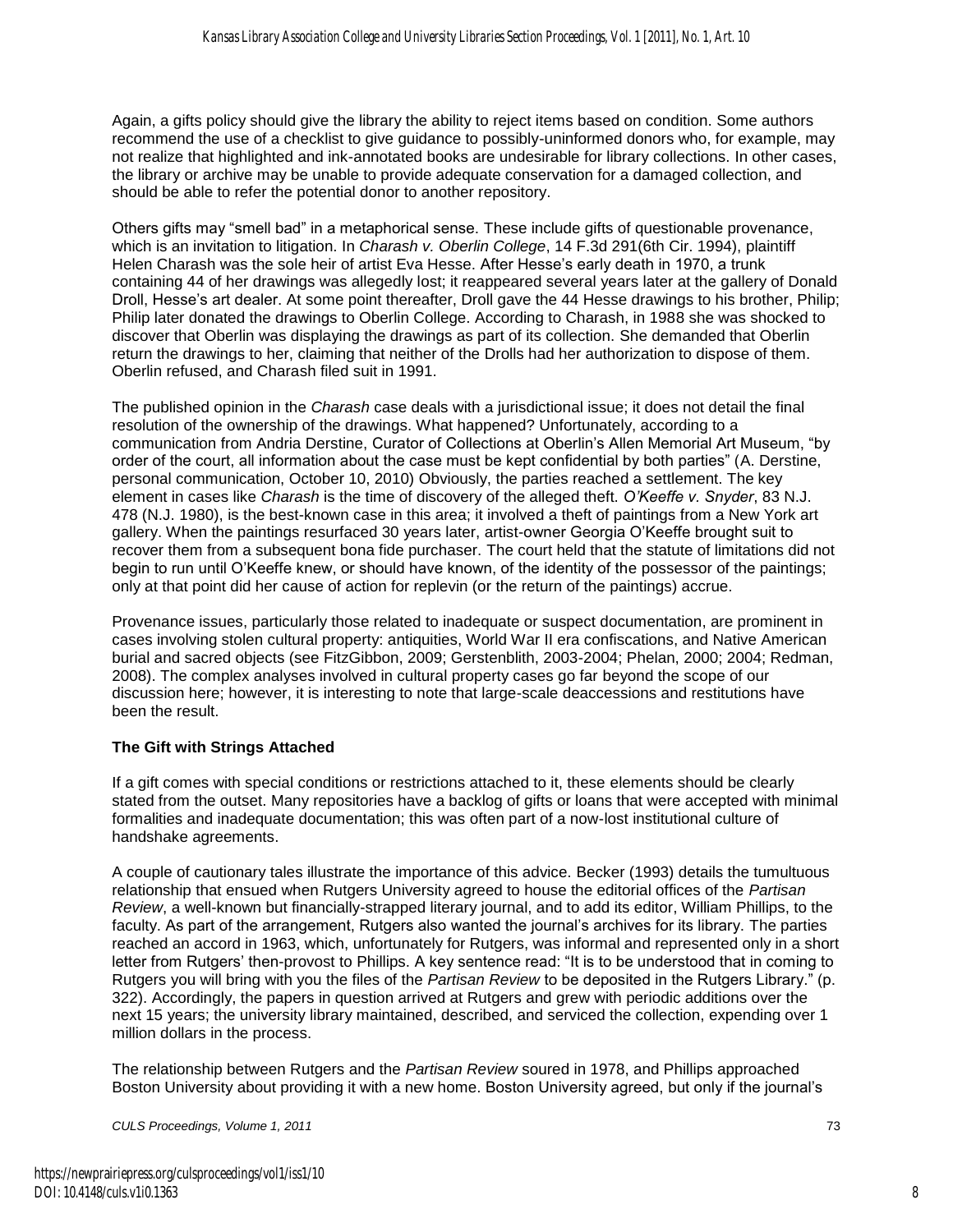Again, a gifts policy should give the library the ability to reject items based on condition. Some authors recommend the use of a checklist to give guidance to possibly-uninformed donors who, for example, may not realize that highlighted and ink-annotated books are undesirable for library collections. In other cases, the library or archive may be unable to provide adequate conservation for a damaged collection, and should be able to refer the potential donor to another repository.

Others gifts may "smell bad" in a metaphorical sense. These include gifts of questionable provenance, which is an invitation to litigation. In *Charash v. Oberlin College*, 14 F.3d 291(6th Cir. 1994), plaintiff Helen Charash was the sole heir of artist Eva Hesse. After Hesse's early death in 1970, a trunk containing 44 of her drawings was allegedly lost; it reappeared several years later at the gallery of Donald Droll, Hesse's art dealer. At some point thereafter, Droll gave the 44 Hesse drawings to his brother, Philip; Philip later donated the drawings to Oberlin College. According to Charash, in 1988 she was shocked to discover that Oberlin was displaying the drawings as part of its collection. She demanded that Oberlin return the drawings to her, claiming that neither of the Drolls had her authorization to dispose of them. Oberlin refused, and Charash filed suit in 1991.

The published opinion in the *Charash* case deals with a jurisdictional issue; it does not detail the final resolution of the ownership of the drawings. What happened? Unfortunately, according to a communication from Andria Derstine, Curator of Collections at Oberlin's Allen Memorial Art Museum, "by order of the court, all information about the case must be kept confidential by both parties" (A. Derstine, personal communication, October 10, 2010) Obviously, the parties reached a settlement. The key element in cases like *Charash* is the time of discovery of the alleged theft. *O'Keeffe v. Snyder*, 83 N.J. 478 (N.J. 1980), is the best-known case in this area; it involved a theft of paintings from a New York art gallery. When the paintings resurfaced 30 years later, artist-owner Georgia O'Keeffe brought suit to recover them from a subsequent bona fide purchaser. The court held that the statute of limitations did not begin to run until O'Keeffe knew, or should have known, of the identity of the possessor of the paintings; only at that point did her cause of action for replevin (or the return of the paintings) accrue.

Provenance issues, particularly those related to inadequate or suspect documentation, are prominent in cases involving stolen cultural property: antiquities, World War II era confiscations, and Native American burial and sacred objects (see FitzGibbon, 2009; Gerstenblith, 2003-2004; Phelan, 2000; 2004; Redman, 2008). The complex analyses involved in cultural property cases go far beyond the scope of our discussion here; however, it is interesting to note that large-scale deaccessions and restitutions have been the result.

### The Gift with Strings Attached

If a gift comes with special conditions or restrictions attached to it, these elements should be clearly stated from the outset. Many repositories have a backlog of gifts or loans that were accepted with minimal formalities and inadequate documentation; this was often part of a now-lost institutional culture of handshake agreements.

A couple of cautionary tales illustrate the importance of this advice. Becker (1993) details the tumultuous relationship that ensued when Rutgers University agreed to house the editorial offices of the *Partisan Review*, a well-known but financially-strapped literary journal, and to add its editor, William Phillips, to the faculty. As part of the arrangement, Rutgers also wanted the journal's archives for its library. The parties reached an accord in 1963, which, unfortunately for Rutgers, was informal and represented only in a short letter from Rutgers' then-provost to Phillips. A key sentence read: "It is to be understood that in coming to Rutgers you will bring with you the files of the *Partisan Review* to be deposited in the Rutgers Library." (p. 322). Accordingly, the papers in question arrived at Rutgers and grew with periodic additions over the next 15 years; the university library maintained, described, and serviced the collection, expending over 1 million dollars in the process.

The relationship between Rutgers and the *Partisan Review* soured in 1978, and Phillips approached Boston University about providing it with a new home. Boston University agreed, but only if the journal's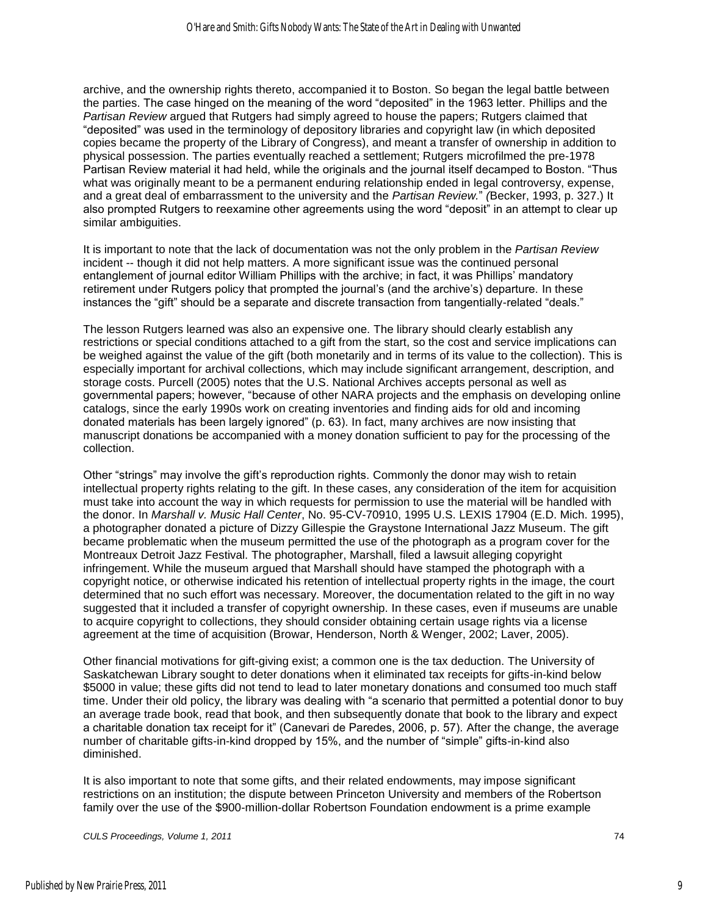archive, and the ownership rights thereto, accompanied it to Boston. So began the legal battle between the parties. The case hinged on the meaning of the word “deposited” in the 1963 letter. Phillips and the *Partisan Review* argued that Rutgers had simply agreed to house the papers; Rutgers claimed that “deposited” was used in the terminology of depository libraries and copyright law (in which deposited copies became the property of the Library of Congress), and meant a transfer of ownership in addition to physical possession. The parties eventually reached a settlement; Rutgers microfilmed the pre-1978 Partisan Review material it had held, while the originals and the journal itself decamped to Boston. “Thus what was originally meant to be a permanent enduring relationship ended in legal controversy, expense, and a great deal of embarrassment to the university and the *Partisan Review*.” (Becker, 1993, p. 327.) It also prompted Rutgers to reexamine other agreements using the word “deposit” in an attempt to clear up similar ambiguities.

It is important to note that the lack of documentation was not the only problem in the *Partisan Review* incident -- though it did not help matters. A more significant issue was the continued personal entanglement of journal editor William Phillips with the archive; in fact, it was Phillips’ mandatory retirement under Rutgers policy that prompted the journal’s (and the archive’s) departure. In these instances the “gift” should be a separate and discrete transaction from tangentially-related “deals.”

The lesson Rutgers learned was also an expensive one. The library should clearly establish any restrictions or special conditions attached to a gift from the start, so the cost and service implications can be weighed against the value of the gift (both monetarily and in terms of its value to the collection). This is especially important for archival collections, which may include significant arrangement, description, and storage costs. Purcell (2005) notes that the U.S. National Archives accepts personal as well as governmental papers; however, “because of other NARA projects and the emphasis on developing online catalogs, since the early 1990s work on creating inventories and finding aids for old and incoming donated materials has been largely ignored” (p. 63). In fact, many archives are now insisting that manuscript donations be accompanied with a money donation sufficient to pay for the processing of the collection.

Other “strings” may involve the gift’s reproduction rights. Commonly the donor may wish to retain intellectual property rights relating to the gift. In these cases, any consideration of the item for acquisition must take into account the way in which requests for permission to use the material will be handled with the donor. In *Marshall v. Music Hall Center*, No. 95-CV-70910, 1995 U.S. LEXIS 17904 (E.D. Mich. 1995), a photographer donated a picture of Dizzy Gillespie the Graystone International Jazz Museum. The gift became problematic when the museum permitted the use of the photograph as a program cover for the Montreaux Detroit Jazz Festival. The photographer, Marshall, filed a lawsuit alleging copyright infringement. While the museum argued that Marshall should have stamped the photograph with a copyright notice, or otherwise indicated his retention of intellectual property rights in the image, the court determined that no such effort was necessary. Moreover, the documentation related to the gift in no way suggested that it included a transfer of copyright ownership. In these cases, even if museums are unable to acquire copyright to collections, they should consider obtaining certain usage rights via a license agreement at the time of acquisition (Browar, Henderson, North & Wenger, 2002; Laver, 2005).

Other financial motivations for gift-giving exist; a common one is the tax deduction. The University of Saskatchewan Library sought to deter donations when it eliminated tax receipts for gifts-in-kind below $5000 in value; these gifts did not tend to lead to later monetary donations and consumed too much staff time. Under their old policy, the library was dealing with “a scenario that permitted a potential donor to buy an average trade book, read that book, and then subsequently donate that book to the library and expect a charitable donation tax receipt for it” (Canevari de Paredes, 2006, p. 57). After the change, the average number of charitable gifts-in-kind dropped by 15%, and the number of “simple” gifts-in-kind also diminished.

It is also important to note that some gifts, and their related endowments, may impose significant restrictions on an institution; the dispute between Princeton University and members of the Robertson family over the use of the $900-million-dollar Robertson Foundation endowment is a prime example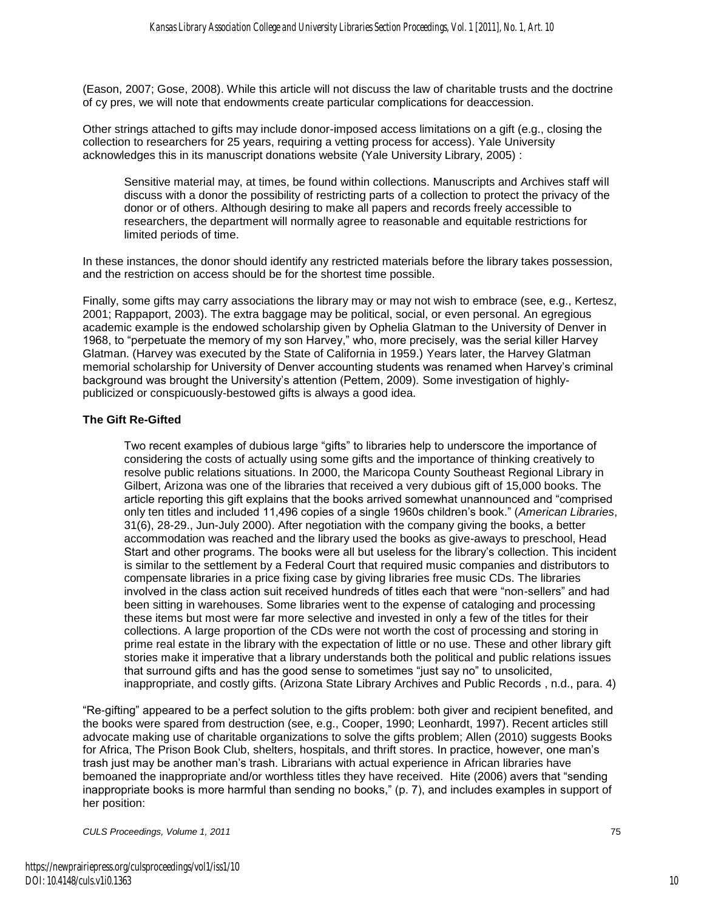(Eason, 2007; Gose, 2008). While this article will not discuss the law of charitable trusts and the doctrine of cy pres, we will note that endowments create particular complications for deaccession.

Other strings attached to gifts may include donor-imposed access limitations on a gift (e.g., closing the collection to researchers for 25 years, requiring a vetting process for access). Yale University acknowledges this in its manuscript donations website (Yale University Library, 2005) :

> Sensitive material may, at times, be found within collections. Manuscripts and Archives staff will discuss with a donor the possibility of restricting parts of a collection to protect the privacy of the donor or of others. Although desiring to make all papers and records freely accessible to researchers, the department will normally agree to reasonable and equitable restrictions for limited periods of time.

In these instances, the donor should identify any restricted materials before the library takes possession, and the restriction on access should be for the shortest time possible.

Finally, some gifts may carry associations the library may or may not wish to embrace (see, e.g., Kertesz, 2001; Rappaport, 2003). The extra baggage may be political, social, or even personal. An egregious academic example is the endowed scholarship given by Ophelia Glatman to the University of Denver in 1968, to "perpetuate the memory of my son Harvey," who, more precisely, was the serial killer Harvey Glatman. (Harvey was executed by the State of California in 1959.) Years later, the Harvey Glatman memorial scholarship for University of Denver accounting students was renamed when Harvey's criminal background was brought the University's attention (Pettem, 2009). Some investigation of highly-publicized or conspicuously-bestowed gifts is always a good idea.

**The Gift Re-Gifted**

> Two recent examples of dubious large "gifts" to libraries help to underscore the importance of considering the costs of actually using some gifts and the importance of thinking creatively to resolve public relations situations. In 2000, the Maricopa County Southeast Regional Library in Gilbert, Arizona was one of the libraries that received a very dubious gift of 15,000 books. The article reporting this gift explains that the books arrived somewhat unannounced and "comprised only ten titles and included 11,496 copies of a single 1960s children's book." (*American Libraries*, 31(6), 28-29., Jun-July 2000). After negotiation with the company giving the books, a better accommodation was reached and the library used the books as give-aways to preschool, Head Start and other programs. The books were all but useless for the library's collection. This incident is similar to the settlement by a Federal Court that required music companies and distributors to compensate libraries in a price fixing case by giving libraries free music CDs. The libraries involved in the class action suit received hundreds of titles each that were "non-sellers" and had been sitting in warehouses. Some libraries went to the expense of cataloging and processing these items but most were far more selective and invested in only a few of the titles for their collections. A large proportion of the CDs were not worth the cost of processing and storing in prime real estate in the library with the expectation of little or no use. These and other library gift stories make it imperative that a library understands both the political and public relations issues that surround gifts and has the good sense to sometimes "just say no" to unsolicited, inappropriate, and costly gifts. (Arizona State Library Archives and Public Records , n.d., para. 4)

"Re-gifting" appeared to be a perfect solution to the gifts problem: both giver and recipient benefited, and the books were spared from destruction (see, e.g., Cooper, 1990; Leonhardt, 1997). Recent articles still advocate making use of charitable organizations to solve the gifts problem; Allen (2010) suggests Books for Africa, The Prison Book Club, shelters, hospitals, and thrift stores. In practice, however, one man's trash just may be another man's trash. Librarians with actual experience in African libraries have bemoaned the inappropriate and/or worthless titles they have received. Hite (2006) avers that "sending inappropriate books is more harmful than sending no books," (p. 7), and includes examples in support of her position: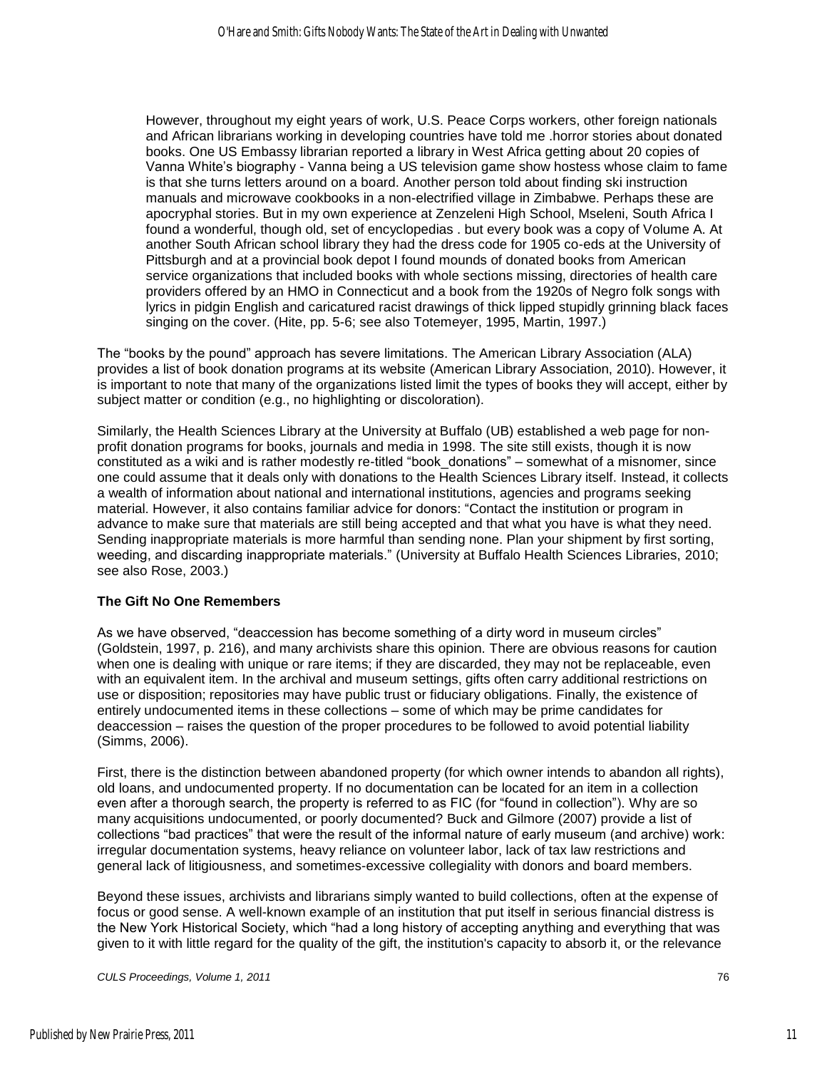> However, throughout my eight years of work, U.S. Peace Corps workers, other foreign nationals and African librarians working in developing countries have told me .horror stories about donated books. One US Embassy librarian reported a library in West Africa getting about 20 copies of Vanna White's biography - Vanna being a US television game show hostess whose claim to fame is that she turns letters around on a board. Another person told about finding ski instruction manuals and microwave cookbooks in a non-electrified village in Zimbabwe. Perhaps these are apocryphal stories. But in my own experience at Zenzeleni High School, Mseleni, South Africa I found a wonderful, though old, set of encyclopedias . but every book was a copy of Volume A. At another South African school library they had the dress code for 1905 co-eds at the University of Pittsburgh and at a provincial book depot I found mounds of donated books from American service organizations that included books with whole sections missing, directories of health care providers offered by an HMO in Connecticut and a book from the 1920s of Negro folk songs with lyrics in pidgin English and caricatured racist drawings of thick lipped stupidly grinning black faces singing on the cover. (Hite, pp. 5-6; see also Totemeyer, 1995, Martin, 1997.)

The "books by the pound" approach has severe limitations. The American Library Association (ALA) provides a list of book donation programs at its website (American Library Association, 2010). However, it is important to note that many of the organizations listed limit the types of books they will accept, either by subject matter or condition (e.g., no highlighting or discoloration).

Similarly, the Health Sciences Library at the University at Buffalo (UB) established a web page for non-profit donation programs for books, journals and media in 1998. The site still exists, though it is now constituted as a wiki and is rather modestly re-titled "book_donations" – somewhat of a misnomer, since one could assume that it deals only with donations to the Health Sciences Library itself. Instead, it collects a wealth of information about national and international institutions, agencies and programs seeking material. However, it also contains familiar advice for donors: "Contact the institution or program in advance to make sure that materials are still being accepted and that what you have is what they need. Sending inappropriate materials is more harmful than sending none. Plan your shipment by first sorting, weeding, and discarding inappropriate materials." (University at Buffalo Health Sciences Libraries, 2010; see also Rose, 2003.)

**The Gift No One Remembers**

As we have observed, "deaccession has become something of a dirty word in museum circles" (Goldstein, 1997, p. 216), and many archivists share this opinion. There are obvious reasons for caution when one is dealing with unique or rare items; if they are discarded, they may not be replaceable, even with an equivalent item. In the archival and museum settings, gifts often carry additional restrictions on use or disposition; repositories may have public trust or fiduciary obligations. Finally, the existence of entirely undocumented items in these collections – some of which may be prime candidates for deaccession – raises the question of the proper procedures to be followed to avoid potential liability (Simms, 2006).

First, there is the distinction between abandoned property (for which owner intends to abandon all rights), old loans, and undocumented property. If no documentation can be located for an item in a collection even after a thorough search, the property is referred to as FIC (for "found in collection"). Why are so many acquisitions undocumented, or poorly documented? Buck and Gilmore (2007) provide a list of collections "bad practices" that were the result of the informal nature of early museum (and archive) work: irregular documentation systems, heavy reliance on volunteer labor, lack of tax law restrictions and general lack of litigiousness, and sometimes-excessive collegiality with donors and board members.

Beyond these issues, archivists and librarians simply wanted to build collections, often at the expense of focus or good sense. A well-known example of an institution that put itself in serious financial distress is the New York Historical Society, which "had a long history of accepting anything and everything that was given to it with little regard for the quality of the gift, the institution's capacity to absorb it, or the relevance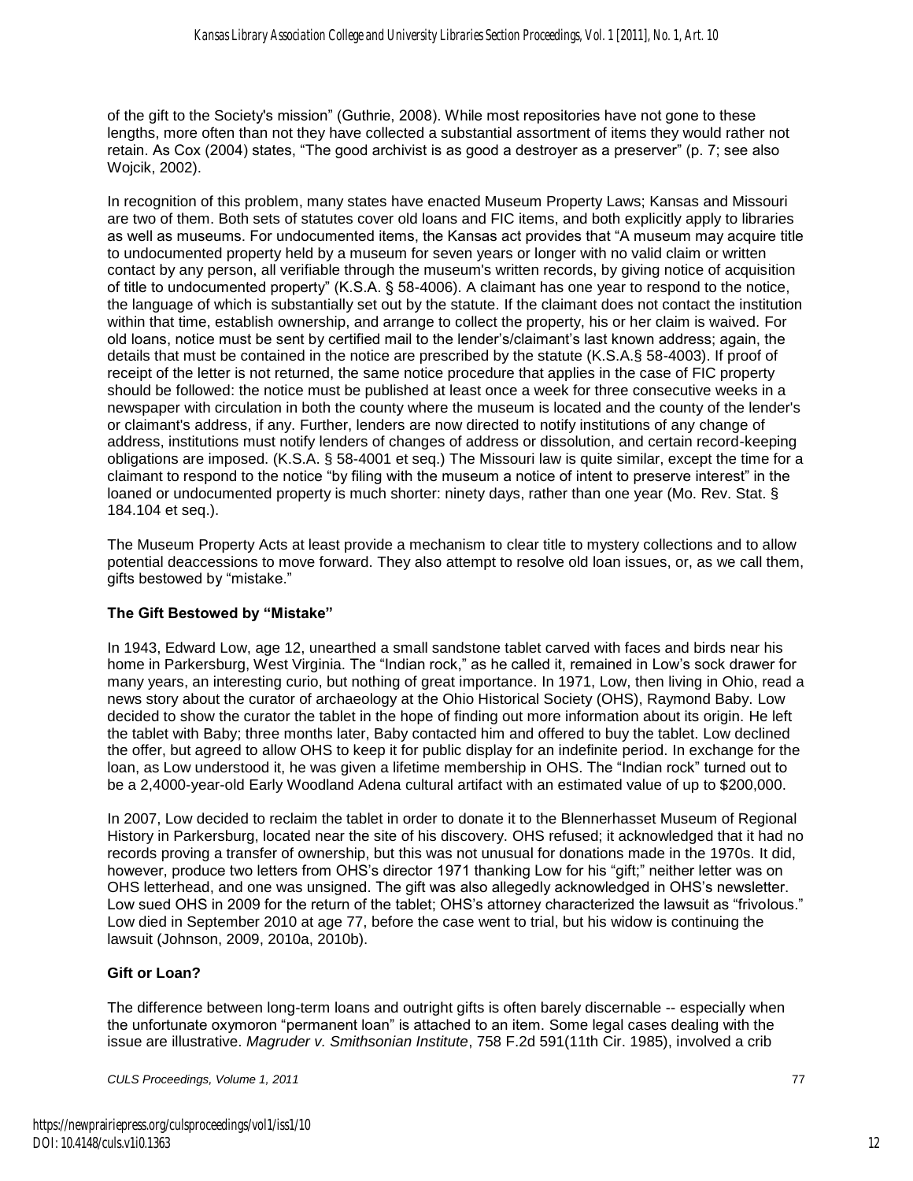of the gift to the Society's mission" (Guthrie, 2008). While most repositories have not gone to these lengths, more often than not they have collected a substantial assortment of items they would rather not retain. As Cox (2004) states, "The good archivist is as good a destroyer as a preserver" (p. 7; see also Wojcik, 2002).

In recognition of this problem, many states have enacted Museum Property Laws; Kansas and Missouri are two of them. Both sets of statutes cover old loans and FIC items, and both explicitly apply to libraries as well as museums. For undocumented items, the Kansas act provides that "A museum may acquire title to undocumented property held by a museum for seven years or longer with no valid claim or written contact by any person, all verifiable through the museum's written records, by giving notice of acquisition of title to undocumented property" (K.S.A. § 58-4006). A claimant has one year to respond to the notice, the language of which is substantially set out by the statute. If the claimant does not contact the institution within that time, establish ownership, and arrange to collect the property, his or her claim is waived. For old loans, notice must be sent by certified mail to the lender's/claimant's last known address; again, the details that must be contained in the notice are prescribed by the statute (K.S.A.§ 58-4003). If proof of receipt of the letter is not returned, the same notice procedure that applies in the case of FIC property should be followed: the notice must be published at least once a week for three consecutive weeks in a newspaper with circulation in both the county where the museum is located and the county of the lender's or claimant's address, if any. Further, lenders are now directed to notify institutions of any change of address, institutions must notify lenders of changes of address or dissolution, and certain record-keeping obligations are imposed. (K.S.A. § 58-4001 et seq.) The Missouri law is quite similar, except the time for a claimant to respond to the notice "by filing with the museum a notice of intent to preserve interest" in the loaned or undocumented property is much shorter: ninety days, rather than one year (Mo. Rev. Stat. § 184.104 et seq.).

The Museum Property Acts at least provide a mechanism to clear title to mystery collections and to allow potential deaccessions to move forward. They also attempt to resolve old loan issues, or, as we call them, gifts bestowed by "mistake."

## The Gift Bestowed by "Mistake"

In 1943, Edward Low, age 12, unearthed a small sandstone tablet carved with faces and birds near his home in Parkersburg, West Virginia. The "Indian rock," as he called it, remained in Low's sock drawer for many years, an interesting curio, but nothing of great importance. In 1971, Low, then living in Ohio, read a news story about the curator of archaeology at the Ohio Historical Society (OHS), Raymond Baby. Low decided to show the curator the tablet in the hope of finding out more information about its origin. He left the tablet with Baby; three months later, Baby contacted him and offered to buy the tablet. Low declined the offer, but agreed to allow OHS to keep it for public display for an indefinite period. In exchange for the loan, as Low understood it, he was given a lifetime membership in OHS. The "Indian rock" turned out to be a 2,4000-year-old Early Woodland Adena cultural artifact with an estimated value of up to $200,000.

In 2007, Low decided to reclaim the tablet in order to donate it to the Blennerhasset Museum of Regional History in Parkersburg, located near the site of his discovery. OHS refused; it acknowledged that it had no records proving a transfer of ownership, but this was not unusual for donations made in the 1970s. It did, however, produce two letters from OHS's director 1971 thanking Low for his "gift;" neither letter was on OHS letterhead, and one was unsigned. The gift was also allegedly acknowledged in OHS's newsletter. Low sued OHS in 2009 for the return of the tablet; OHS's attorney characterized the lawsuit as "frivolous." Low died in September 2010 at age 77, before the case went to trial, but his widow is continuing the lawsuit (Johnson, 2009, 2010a, 2010b).

## Gift or Loan?

The difference between long-term loans and outright gifts is often barely discernable -- especially when the unfortunate oxymoron "permanent loan" is attached to an item. Some legal cases dealing with the issue are illustrative. *Magruder v. Smithsonian Institute*, 758 F.2d 591(11th Cir. 1985), involved a crib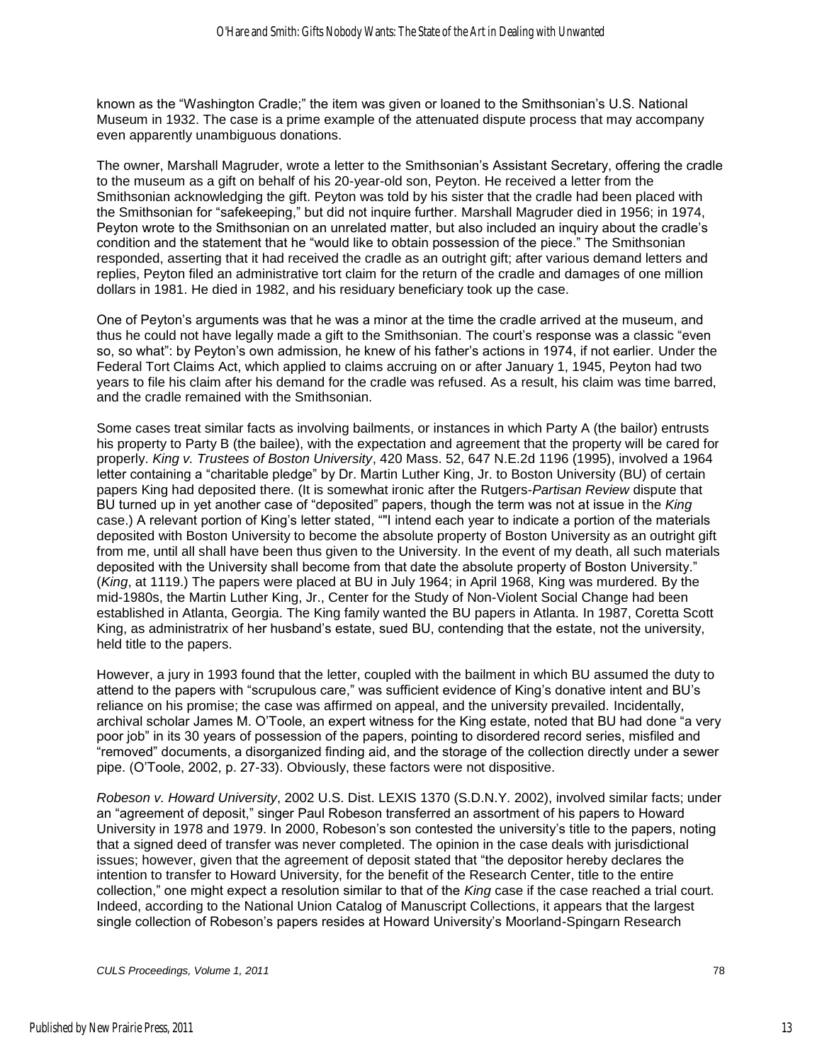known as the "Washington Cradle;" the item was given or loaned to the Smithsonian's U.S. National Museum in 1932. The case is a prime example of the attenuated dispute process that may accompany even apparently unambiguous donations.

The owner, Marshall Magruder, wrote a letter to the Smithsonian's Assistant Secretary, offering the cradle to the museum as a gift on behalf of his 20-year-old son, Peyton. He received a letter from the Smithsonian acknowledging the gift. Peyton was told by his sister that the cradle had been placed with the Smithsonian for "safekeeping," but did not inquire further. Marshall Magruder died in 1956; in 1974, Peyton wrote to the Smithsonian on an unrelated matter, but also included an inquiry about the cradle's condition and the statement that he "would like to obtain possession of the piece." The Smithsonian responded, asserting that it had received the cradle as an outright gift; after various demand letters and replies, Peyton filed an administrative tort claim for the return of the cradle and damages of one million dollars in 1981. He died in 1982, and his residuary beneficiary took up the case.

One of Peyton's arguments was that he was a minor at the time the cradle arrived at the museum, and thus he could not have legally made a gift to the Smithsonian. The court's response was a classic "even so, so what": by Peyton's own admission, he knew of his father's actions in 1974, if not earlier. Under the Federal Tort Claims Act, which applied to claims accruing on or after January 1, 1945, Peyton had two years to file his claim after his demand for the cradle was refused. As a result, his claim was time barred, and the cradle remained with the Smithsonian.

Some cases treat similar facts as involving bailments, or instances in which Party A (the bailor) entrusts his property to Party B (the bailee), with the expectation and agreement that the property will be cared for properly. *King v. Trustees of Boston University*, 420 Mass. 52, 647 N.E.2d 1196 (1995), involved a 1964 letter containing a "charitable pledge" by Dr. Martin Luther King, Jr. to Boston University (BU) of certain papers King had deposited there. (It is somewhat ironic after the Rutgers-*Partisan Review* dispute that BU turned up in yet another case of "deposited" papers, though the term was not at issue in the *King* case.) A relevant portion of King's letter stated, ""I intend each year to indicate a portion of the materials deposited with Boston University to become the absolute property of Boston University as an outright gift from me, until all shall have been thus given to the University. In the event of my death, all such materials deposited with the University shall become from that date the absolute property of Boston University." (*King*, at 1119.) The papers were placed at BU in July 1964; in April 1968, King was murdered. By the mid-1980s, the Martin Luther King, Jr., Center for the Study of Non-Violent Social Change had been established in Atlanta, Georgia. The King family wanted the BU papers in Atlanta. In 1987, Coretta Scott King, as administratrix of her husband's estate, sued BU, contending that the estate, not the university, held title to the papers.

However, a jury in 1993 found that the letter, coupled with the bailment in which BU assumed the duty to attend to the papers with "scrupulous care," was sufficient evidence of King's donative intent and BU's reliance on his promise; the case was affirmed on appeal, and the university prevailed. Incidentally, archival scholar James M. O'Toole, an expert witness for the King estate, noted that BU had done "a very poor job" in its 30 years of possession of the papers, pointing to disordered record series, misfiled and "removed" documents, a disorganized finding aid, and the storage of the collection directly under a sewer pipe. (O'Toole, 2002, p. 27-33). Obviously, these factors were not dispositive.

*Robeson v. Howard University*, 2002 U.S. Dist. LEXIS 1370 (S.D.N.Y. 2002), involved similar facts; under an "agreement of deposit," singer Paul Robeson transferred an assortment of his papers to Howard University in 1978 and 1979. In 2000, Robeson's son contested the university's title to the papers, noting that a signed deed of transfer was never completed. The opinion in the case deals with jurisdictional issues; however, given that the agreement of deposit stated that "the depositor hereby declares the intention to transfer to Howard University, for the benefit of the Research Center, title to the entire collection," one might expect a resolution similar to that of the *King* case if the case reached a trial court. Indeed, according to the National Union Catalog of Manuscript Collections, it appears that the largest single collection of Robeson's papers resides at Howard University's Moorland-Spingarn Research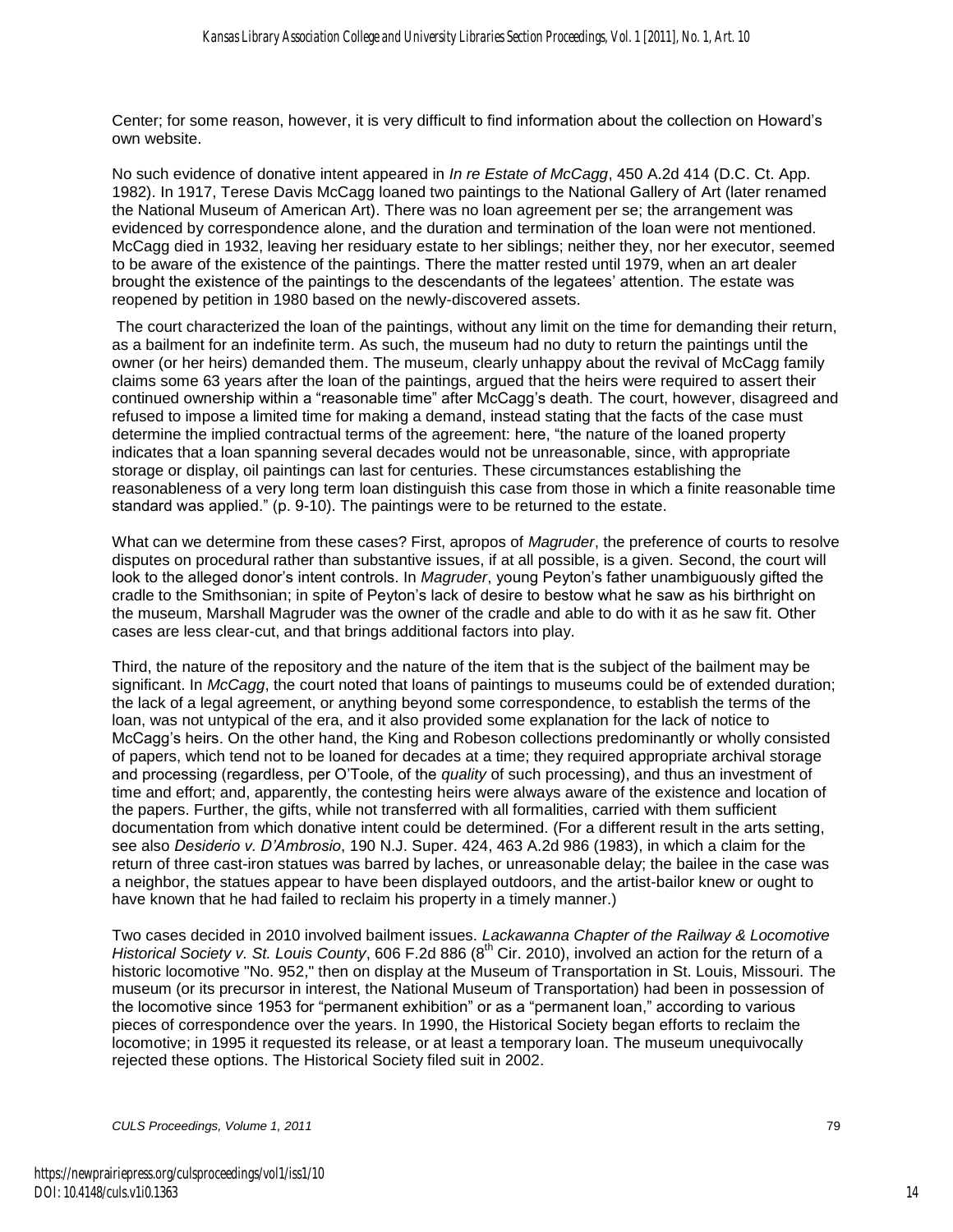Center; for some reason, however, it is very difficult to find information about the collection on Howard's own website.

No such evidence of donative intent appeared in *In re Estate of McCagg*, 450 A.2d 414 (D.C. Ct. App. 1982). In 1917, Terese Davis McCagg loaned two paintings to the National Gallery of Art (later renamed the National Museum of American Art). There was no loan agreement per se; the arrangement was evidenced by correspondence alone, and the duration and termination of the loan were not mentioned. McCagg died in 1932, leaving her residuary estate to her siblings; neither they, nor her executor, seemed to be aware of the existence of the paintings. There the matter rested until 1979, when an art dealer brought the existence of the paintings to the descendants of the legatees' attention. The estate was reopened by petition in 1980 based on the newly-discovered assets.

The court characterized the loan of the paintings, without any limit on the time for demanding their return, as a bailment for an indefinite term. As such, the museum had no duty to return the paintings until the owner (or her heirs) demanded them. The museum, clearly unhappy about the revival of McCagg family claims some 63 years after the loan of the paintings, argued that the heirs were required to assert their continued ownership within a "reasonable time" after McCagg's death. The court, however, disagreed and refused to impose a limited time for making a demand, instead stating that the facts of the case must determine the implied contractual terms of the agreement: here, "the nature of the loaned property indicates that a loan spanning several decades would not be unreasonable, since, with appropriate storage or display, oil paintings can last for centuries. These circumstances establishing the reasonableness of a very long term loan distinguish this case from those in which a finite reasonable time standard was applied." (p. 9-10). The paintings were to be returned to the estate.

What can we determine from these cases? First, apropos of *Magruder*, the preference of courts to resolve disputes on procedural rather than substantive issues, if at all possible, is a given. Second, the court will look to the alleged donor's intent controls. In *Magruder*, young Peyton's father unambiguously gifted the cradle to the Smithsonian; in spite of Peyton's lack of desire to bestow what he saw as his birthright on the museum, Marshall Magruder was the owner of the cradle and able to do with it as he saw fit. Other cases are less clear-cut, and that brings additional factors into play.

Third, the nature of the repository and the nature of the item that is the subject of the bailment may be significant. In *McCagg*, the court noted that loans of paintings to museums could be of extended duration; the lack of a legal agreement, or anything beyond some correspondence, to establish the terms of the loan, was not untypical of the era, and it also provided some explanation for the lack of notice to McCagg's heirs. On the other hand, the King and Robeson collections predominantly or wholly consisted of papers, which tend not to be loaned for decades at a time; they required appropriate archival storage and processing (regardless, per O'Toole, of the *quality* of such processing), and thus an investment of time and effort; and, apparently, the contesting heirs were always aware of the existence and location of the papers. Further, the gifts, while not transferred with all formalities, carried with them sufficient documentation from which donative intent could be determined. (For a different result in the arts setting, see also *Desiderio v. D'Ambrosio*, 190 N.J. Super. 424, 463 A.2d 986 (1983), in which a claim for the return of three cast-iron statues was barred by laches, or unreasonable delay; the bailee in the case was a neighbor, the statues appear to have been displayed outdoors, and the artist-bailor knew or ought to have known that he had failed to reclaim his property in a timely manner.)

Two cases decided in 2010 involved bailment issues. *Lackawanna Chapter of the Railway & Locomotive Historical Society v. St. Louis County*, 606 F.2d 886 (8th Cir. 2010), involved an action for the return of a historic locomotive "No. 952," then on display at the Museum of Transportation in St. Louis, Missouri. The museum (or its precursor in interest, the National Museum of Transportation) had been in possession of the locomotive since 1953 for "permanent exhibition" or as a "permanent loan," according to various pieces of correspondence over the years. In 1990, the Historical Society began efforts to reclaim the locomotive; in 1995 it requested its release, or at least a temporary loan. The museum unequivocally rejected these options. The Historical Society filed suit in 2002.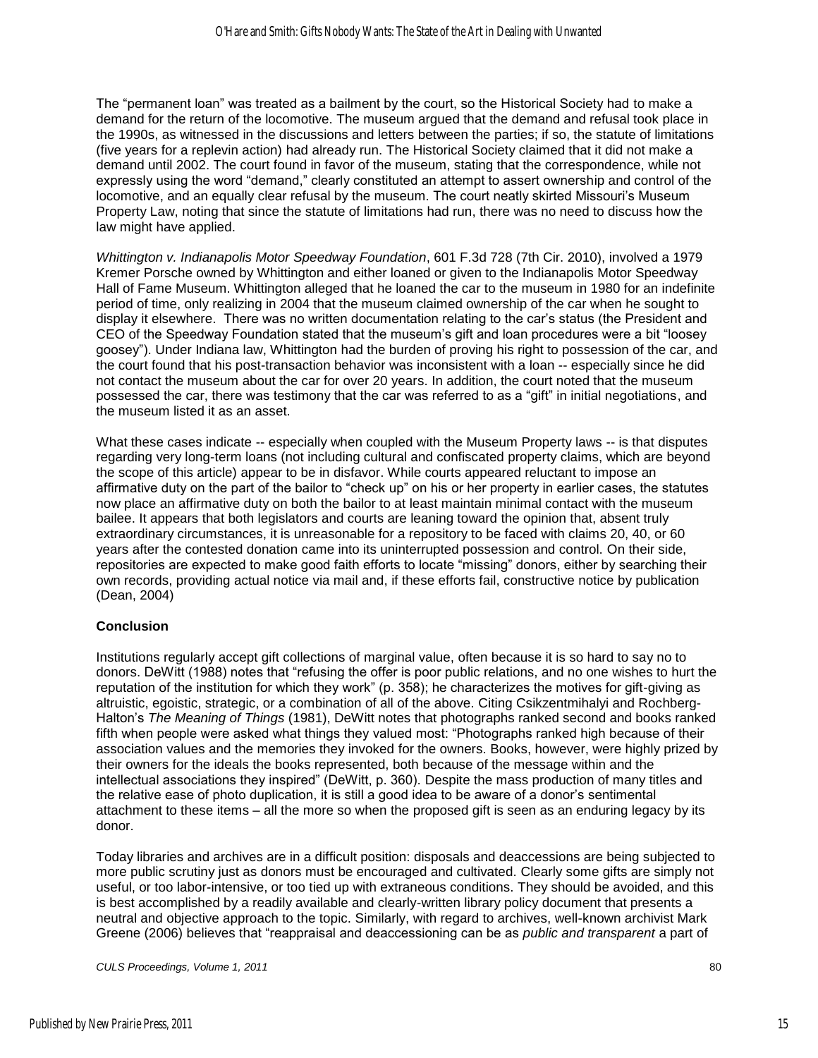The "permanent loan" was treated as a bailment by the court, so the Historical Society had to make a demand for the return of the locomotive. The museum argued that the demand and refusal took place in the 1990s, as witnessed in the discussions and letters between the parties; if so, the statute of limitations (five years for a replevin action) had already run. The Historical Society claimed that it did not make a demand until 2002. The court found in favor of the museum, stating that the correspondence, while not expressly using the word "demand," clearly constituted an attempt to assert ownership and control of the locomotive, and an equally clear refusal by the museum. The court neatly skirted Missouri's Museum Property Law, noting that since the statute of limitations had run, there was no need to discuss how the law might have applied.

*Whittington v. Indianapolis Motor Speedway Foundation*, 601 F.3d 728 (7th Cir. 2010), involved a 1979 Kremer Porsche owned by Whittington and either loaned or given to the Indianapolis Motor Speedway Hall of Fame Museum. Whittington alleged that he loaned the car to the museum in 1980 for an indefinite period of time, only realizing in 2004 that the museum claimed ownership of the car when he sought to display it elsewhere. There was no written documentation relating to the car's status (the President and CEO of the Speedway Foundation stated that the museum's gift and loan procedures were a bit "loosey goosey"). Under Indiana law, Whittington had the burden of proving his right to possession of the car, and the court found that his post-transaction behavior was inconsistent with a loan -- especially since he did not contact the museum about the car for over 20 years. In addition, the court noted that the museum possessed the car, there was testimony that the car was referred to as a "gift" in initial negotiations, and the museum listed it as an asset.

What these cases indicate -- especially when coupled with the Museum Property laws -- is that disputes regarding very long-term loans (not including cultural and confiscated property claims, which are beyond the scope of this article) appear to be in disfavor. While courts appeared reluctant to impose an affirmative duty on the part of the bailor to "check up" on his or her property in earlier cases, the statutes now place an affirmative duty on both the bailor to at least maintain minimal contact with the museum bailee. It appears that both legislators and courts are leaning toward the opinion that, absent truly extraordinary circumstances, it is unreasonable for a repository to be faced with claims 20, 40, or 60 years after the contested donation came into its uninterrupted possession and control. On their side, repositories are expected to make good faith efforts to locate "missing" donors, either by searching their own records, providing actual notice via mail and, if these efforts fail, constructive notice by publication (Dean, 2004)

**Conclusion**

Institutions regularly accept gift collections of marginal value, often because it is so hard to say no to donors. DeWitt (1988) notes that "refusing the offer is poor public relations, and no one wishes to hurt the reputation of the institution for which they work" (p. 358); he characterizes the motives for gift-giving as altruistic, egoistic, strategic, or a combination of all of the above. Citing Csikzentmihalyi and Rochberg-Halton's *The Meaning of Things* (1981), DeWitt notes that photographs ranked second and books ranked fifth when people were asked what things they valued most: "Photographs ranked high because of their association values and the memories they invoked for the owners. Books, however, were highly prized by their owners for the ideals the books represented, both because of the message within and the intellectual associations they inspired" (DeWitt, p. 360). Despite the mass production of many titles and the relative ease of photo duplication, it is still a good idea to be aware of a donor's sentimental attachment to these items – all the more so when the proposed gift is seen as an enduring legacy by its donor.

Today libraries and archives are in a difficult position: disposals and deaccessions are being subjected to more public scrutiny just as donors must be encouraged and cultivated. Clearly some gifts are simply not useful, or too labor-intensive, or too tied up with extraneous conditions. They should be avoided, and this is best accomplished by a readily available and clearly-written library policy document that presents a neutral and objective approach to the topic. Similarly, with regard to archives, well-known archivist Mark Greene (2006) believes that "reappraisal and deaccessioning can be as *public and transparent* a part of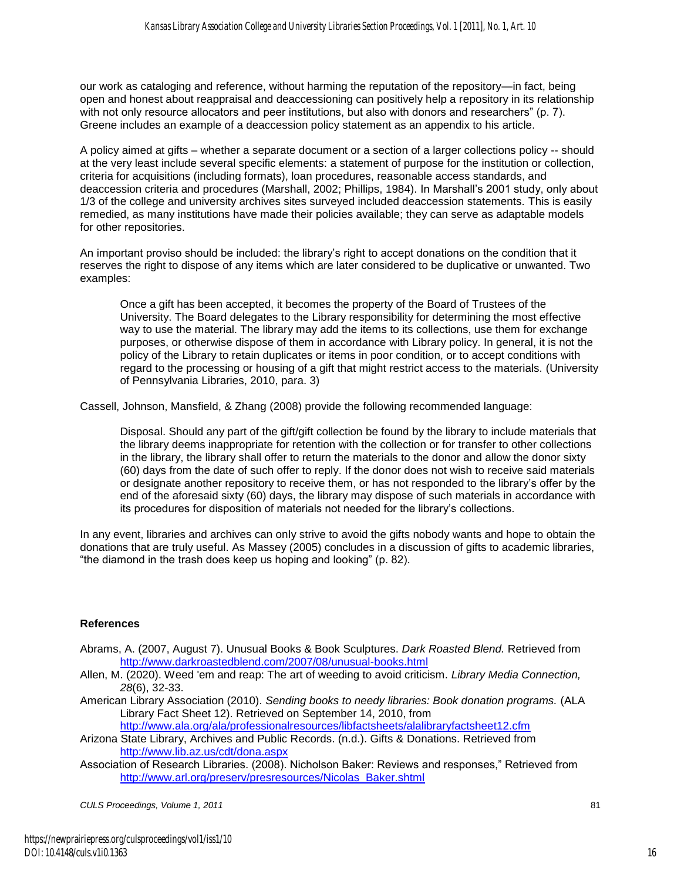our work as cataloging and reference, without harming the reputation of the repository—in fact, being open and honest about reappraisal and deaccessioning can positively help a repository in its relationship with not only resource allocators and peer institutions, but also with donors and researchers" (p. 7). Greene includes an example of a deaccession policy statement as an appendix to his article.

A policy aimed at gifts – whether a separate document or a section of a larger collections policy -- should at the very least include several specific elements: a statement of purpose for the institution or collection, criteria for acquisitions (including formats), loan procedures, reasonable access standards, and deaccession criteria and procedures (Marshall, 2002; Phillips, 1984). In Marshall's 2001 study, only about 1/3 of the college and university archives sites surveyed included deaccession statements. This is easily remedied, as many institutions have made their policies available; they can serve as adaptable models for other repositories.

An important proviso should be included: the library's right to accept donations on the condition that it reserves the right to dispose of any items which are later considered to be duplicative or unwanted. Two examples:

> Once a gift has been accepted, it becomes the property of the Board of Trustees of the University. The Board delegates to the Library responsibility for determining the most effective way to use the material. The library may add the items to its collections, use them for exchange purposes, or otherwise dispose of them in accordance with Library policy. In general, it is not the policy of the Library to retain duplicates or items in poor condition, or to accept conditions with regard to the processing or housing of a gift that might restrict access to the materials. (University of Pennsylvania Libraries, 2010, para. 3)

Cassell, Johnson, Mansfield, & Zhang (2008) provide the following recommended language:

> Disposal. Should any part of the gift/gift collection be found by the library to include materials that the library deems inappropriate for retention with the collection or for transfer to other collections in the library, the library shall offer to return the materials to the donor and allow the donor sixty (60) days from the date of such offer to reply. If the donor does not wish to receive said materials or designate another repository to receive them, or has not responded to the library's offer by the end of the aforesaid sixty (60) days, the library may dispose of such materials in accordance with its procedures for disposition of materials not needed for the library's collections.

In any event, libraries and archives can only strive to avoid the gifts nobody wants and hope to obtain the donations that are truly useful. As Massey (2005) concludes in a discussion of gifts to academic libraries, "the diamond in the trash does keep us hoping and looking" (p. 82).

## References

Abrams, A. (2007, August 7). Unusual Books & Book Sculptures. *Dark Roasted Blend.* Retrieved from http://www.darkroastedblend.com/2007/08/unusual-books.html

Allen, M. (2020). Weed 'em and reap: The art of weeding to avoid criticism. *Library Media Connection, 28*(6), 32-33.

American Library Association (2010). *Sending books to needy libraries: Book donation programs.* (ALA Library Fact Sheet 12). Retrieved on September 14, 2010, from http://www.ala.org/ala/professionalresources/libfactsheets/alalibraryfactsheet12.cfm

Arizona State Library, Archives and Public Records. (n.d.). Gifts & Donations. Retrieved from http://www.lib.az.us/cdt/dona.aspx

Association of Research Libraries. (2008). Nicholson Baker: Reviews and responses," Retrieved from http://www.arl.org/preserv/presresources/Nicolas_Baker.shtml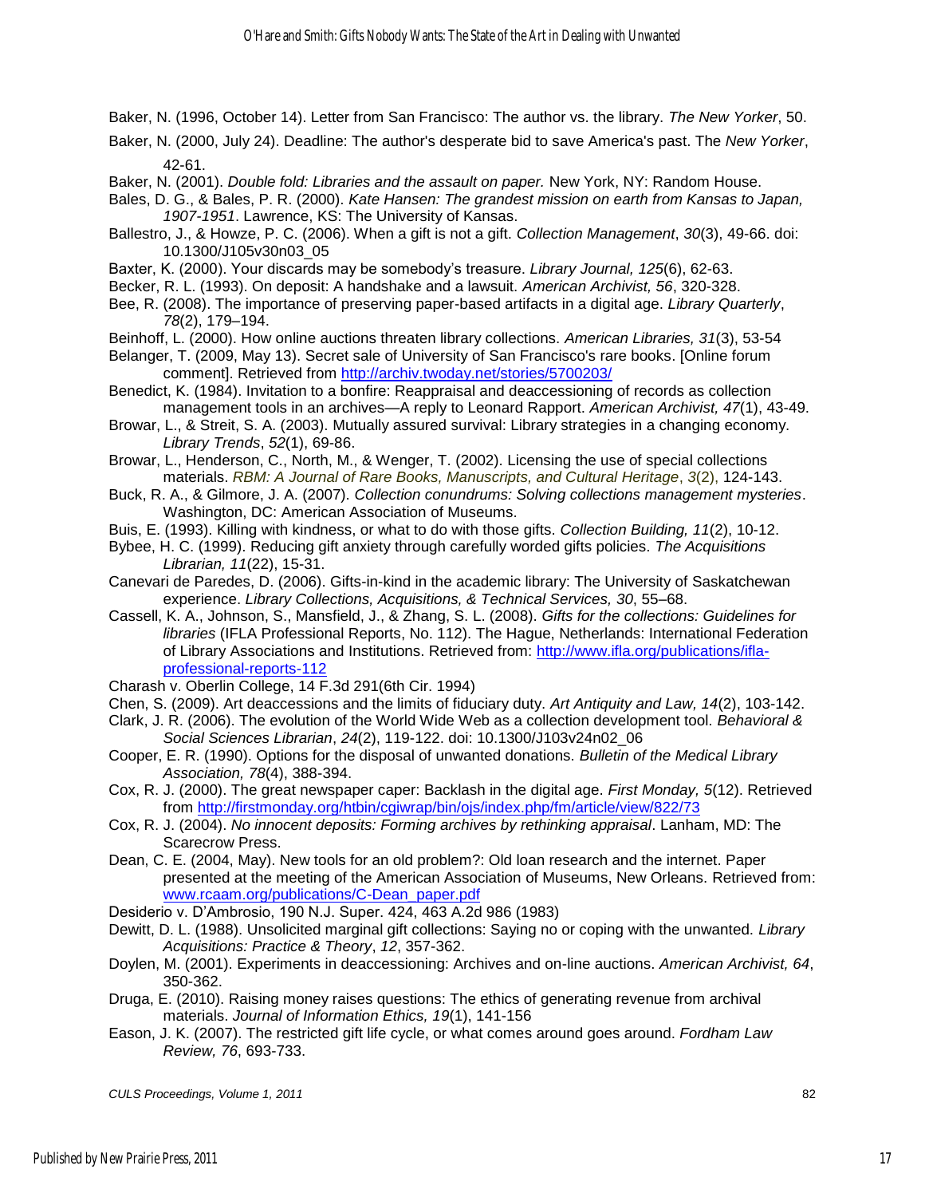Baker, N. (1996, October 14). Letter from San Francisco: The author vs. the library. *The New Yorker*, 50.

Baker, N. (2000, July 24). Deadline: The author's desperate bid to save America's past. The *New Yorker*, 42-61.

Baker, N. (2001). *Double fold: Libraries and the assault on paper.* New York, NY: Random House.

Bales, D. G., & Bales, P. R. (2000). *Kate Hansen: The grandest mission on earth from Kansas to Japan, 1907-1951*. Lawrence, KS: The University of Kansas.

Ballestro, J., & Howze, P. C. (2006). When a gift is not a gift. *Collection Management*, *30*(3), 49-66. doi: 10.1300/J105v30n03_05

Baxter, K. (2000). Your discards may be somebody's treasure. *Library Journal, 125*(6), 62-63.

Becker, R. L. (1993). On deposit: A handshake and a lawsuit. *American Archivist, 56*, 320-328.

Bee, R. (2008). The importance of preserving paper-based artifacts in a digital age. *Library Quarterly*, *78*(2), 179–194.

Beinhoff, L. (2000). How online auctions threaten library collections. *American Libraries, 31*(3), 53-54

Belanger, T. (2009, May 13). Secret sale of University of San Francisco's rare books. [Online forum comment]. Retrieved from http://archiv.twoday.net/stories/5700203/

Benedict, K. (1984). Invitation to a bonfire: Reappraisal and deaccessioning of records as collection management tools in an archives—A reply to Leonard Rapport. *American Archivist, 47*(1), 43-49.

Browar, L., & Streit, S. A. (2003). Mutually assured survival: Library strategies in a changing economy. *Library Trends*, *52*(1), 69-86.

Browar, L., Henderson, C., North, M., & Wenger, T. (2002). Licensing the use of special collections materials. *RBM: A Journal of Rare Books, Manuscripts, and Cultural Heritage*, *3*(2), 124-143.

Buck, R. A., & Gilmore, J. A. (2007). *Collection conundrums: Solving collections management mysteries*. Washington, DC: American Association of Museums.

Buis, E. (1993). Killing with kindness, or what to do with those gifts. *Collection Building, 11*(2), 10-12.

Bybee, H. C. (1999). Reducing gift anxiety through carefully worded gifts policies. *The Acquisitions Librarian, 11*(22), 15-31.

Canevari de Paredes, D. (2006). Gifts-in-kind in the academic library: The University of Saskatchewan experience. *Library Collections, Acquisitions, & Technical Services, 30*, 55–68.

Cassell, K. A., Johnson, S., Mansfield, J., & Zhang, S. L. (2008). *Gifts for the collections: Guidelines for libraries* (IFLA Professional Reports, No. 112). The Hague, Netherlands: International Federation of Library Associations and Institutions. Retrieved from: http://www.ifla.org/publications/ifla-professional-reports-112

Charash v. Oberlin College, 14 F.3d 291(6th Cir. 1994)

Chen, S. (2009). Art deaccessions and the limits of fiduciary duty. *Art Antiquity and Law, 14*(2), 103-142.

Clark, J. R. (2006). The evolution of the World Wide Web as a collection development tool. *Behavioral & Social Sciences Librarian*, *24*(2), 119-122. doi: 10.1300/J103v24n02_06

Cooper, E. R. (1990). Options for the disposal of unwanted donations. *Bulletin of the Medical Library Association, 78*(4), 388-394.

Cox, R. J. (2000). The great newspaper caper: Backlash in the digital age. *First Monday, 5*(12). Retrieved from http://firstmonday.org/htbin/cgiwrap/bin/ojs/index.php/fm/article/view/822/73

Cox, R. J. (2004). *No innocent deposits: Forming archives by rethinking appraisal*. Lanham, MD: The Scarecrow Press.

Dean, C. E. (2004, May). New tools for an old problem?: Old loan research and the internet. Paper presented at the meeting of the American Association of Museums, New Orleans. Retrieved from: www.rcaam.org/publications/C-Dean_paper.pdf

Desiderio v. D'Ambrosio, 190 N.J. Super. 424, 463 A.2d 986 (1983)

Dewitt, D. L. (1988). Unsolicited marginal gift collections: Saying no or coping with the unwanted. *Library Acquisitions: Practice & Theory*, *12*, 357-362.

Doylen, M. (2001). Experiments in deaccessioning: Archives and on-line auctions. *American Archivist, 64*, 350-362.

Druga, E. (2010). Raising money raises questions: The ethics of generating revenue from archival materials. *Journal of Information Ethics, 19*(1), 141-156

Eason, J. K. (2007). The restricted gift life cycle, or what comes around goes around. *Fordham Law Review, 76*, 693-733.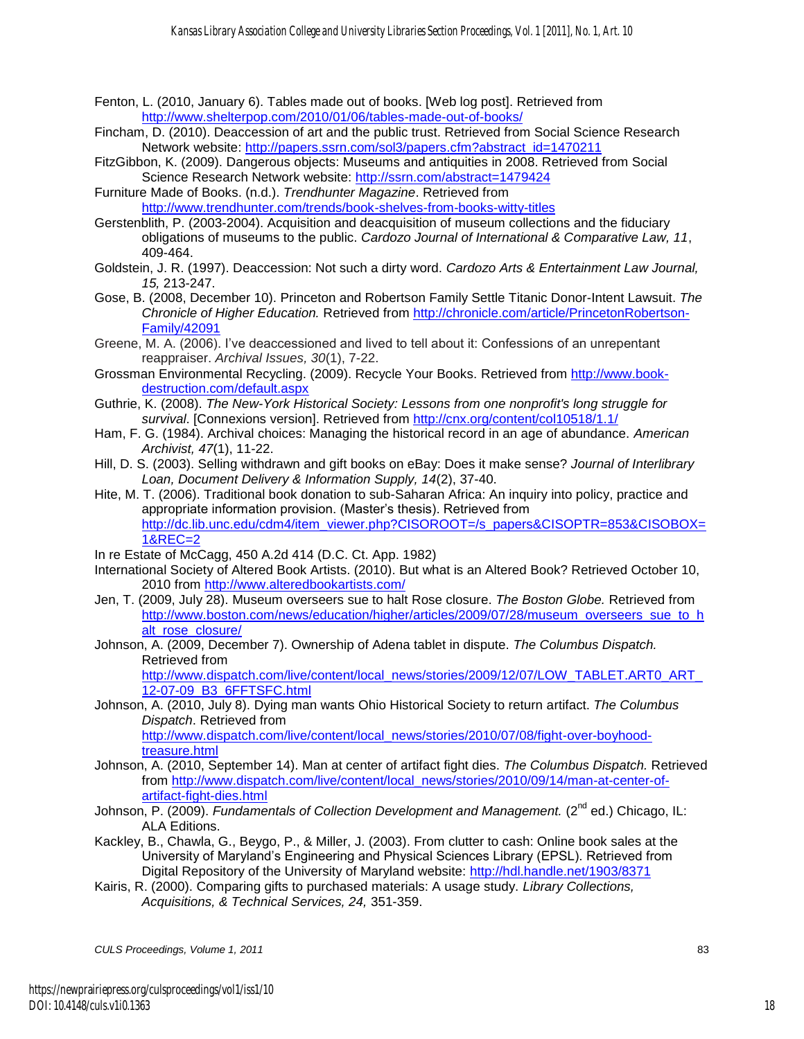Fenton, L. (2010, January 6). Tables made out of books. [Web log post]. Retrieved from http://www.shelterpop.com/2010/01/06/tables-made-out-of-books/

Fincham, D. (2010). Deaccession of art and the public trust. Retrieved from Social Science Research Network website: http://papers.ssrn.com/sol3/papers.cfm?abstract_id=1470211

FitzGibbon, K. (2009). Dangerous objects: Museums and antiquities in 2008. Retrieved from Social Science Research Network website: http://ssrn.com/abstract=1479424

Furniture Made of Books. (n.d.). *Trendhunter Magazine*. Retrieved from http://www.trendhunter.com/trends/book-shelves-from-books-witty-titles

Gerstenblith, P. (2003-2004). Acquisition and deacquisition of museum collections and the fiduciary obligations of museums to the public. *Cardozo Journal of International & Comparative Law, 11*, 409-464.

Goldstein, J. R. (1997). Deaccession: Not such a dirty word. *Cardozo Arts & Entertainment Law Journal, 15,* 213-247.

Gose, B. (2008, December 10). Princeton and Robertson Family Settle Titanic Donor-Intent Lawsuit. *The Chronicle of Higher Education.* Retrieved from http://chronicle.com/article/PrincetonRobertson-Family/42091

Greene, M. A. (2006). I've deaccessioned and lived to tell about it: Confessions of an unrepentant reappraiser. *Archival Issues, 30*(1), 7-22.

Grossman Environmental Recycling. (2009). Recycle Your Books. Retrieved from http://www.book-destruction.com/default.aspx

Guthrie, K. (2008). *The New-York Historical Society: Lessons from one nonprofit's long struggle for survival*. [Connexions version]. Retrieved from http://cnx.org/content/col10518/1.1/

Ham, F. G. (1984). Archival choices: Managing the historical record in an age of abundance. *American Archivist, 47*(1), 11-22.

Hill, D. S. (2003). Selling withdrawn and gift books on eBay: Does it make sense? *Journal of Interlibrary Loan, Document Delivery & Information Supply, 14*(2), 37-40.

Hite, M. T. (2006). Traditional book donation to sub-Saharan Africa: An inquiry into policy, practice and appropriate information provision. (Master's thesis). Retrieved from http://dc.lib.unc.edu/cdm4/item_viewer.php?CISOROOT=/s_papers&CISOPTR=853&CISOBOX=1&REC=2

In re Estate of McCagg, 450 A.2d 414 (D.C. Ct. App. 1982)

International Society of Altered Book Artists. (2010). But what is an Altered Book? Retrieved October 10, 2010 from http://www.alteredbookartists.com/

Jen, T. (2009, July 28). Museum overseers sue to halt Rose closure. *The Boston Globe.* Retrieved from http://www.boston.com/news/education/higher/articles/2009/07/28/museum_overseers_sue_to_halt_rose_closure/

Johnson, A. (2009, December 7). Ownership of Adena tablet in dispute. *The Columbus Dispatch.* Retrieved from http://www.dispatch.com/live/content/local_news/stories/2009/12/07/LOW_TABLET.ART0_ART_12-07-09_B3_6FFTSFC.html

Johnson, A. (2010, July 8). Dying man wants Ohio Historical Society to return artifact. *The Columbus Dispatch*. Retrieved from http://www.dispatch.com/live/content/local_news/stories/2010/07/08/fight-over-boyhood-treasure.html

Johnson, A. (2010, September 14). Man at center of artifact fight dies. *The Columbus Dispatch.* Retrieved from http://www.dispatch.com/live/content/local_news/stories/2010/09/14/man-at-center-of-artifact-fight-dies.html

Johnson, P. (2009). *Fundamentals of Collection Development and Management.* (2nd ed.) Chicago, IL: ALA Editions.

Kackley, B., Chawla, G., Beygo, P., & Miller, J. (2003). From clutter to cash: Online book sales at the University of Maryland's Engineering and Physical Sciences Library (EPSL). Retrieved from Digital Repository of the University of Maryland website: http://hdl.handle.net/1903/8371

Kairis, R. (2000). Comparing gifts to purchased materials: A usage study. *Library Collections, Acquisitions, & Technical Services, 24,* 351-359.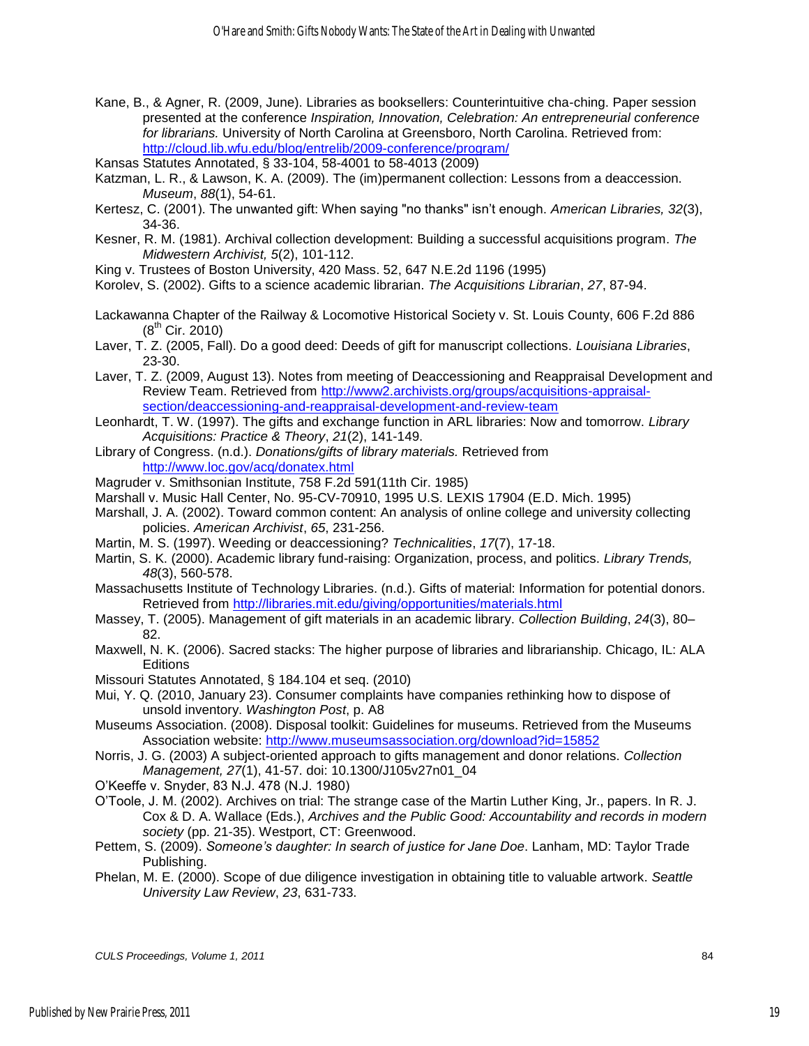Kane, B., & Agner, R. (2009, June). Libraries as booksellers: Counterintuitive cha-ching. Paper session presented at the conference *Inspiration, Innovation, Celebration: An entrepreneurial conference for librarians.* University of North Carolina at Greensboro, North Carolina. Retrieved from: http://cloud.lib.wfu.edu/blog/entrelib/2009-conference/program/

Kansas Statutes Annotated, § 33-104, 58-4001 to 58-4013 (2009)

Katzman, L. R., & Lawson, K. A. (2009). The (im)permanent collection: Lessons from a deaccession. *Museum*, *88*(1), 54-61.

Kertesz, C. (2001). The unwanted gift: When saying "no thanks" isn't enough. *American Libraries, 32*(3), 34-36.

Kesner, R. M. (1981). Archival collection development: Building a successful acquisitions program. *The Midwestern Archivist, 5*(2), 101-112.

King v. Trustees of Boston University, 420 Mass. 52, 647 N.E.2d 1196 (1995)

Korolev, S. (2002). Gifts to a science academic librarian. *The Acquisitions Librarian*, *27*, 87-94.

Lackawanna Chapter of the Railway & Locomotive Historical Society v. St. Louis County, 606 F.2d 886 (8th Cir. 2010)

Laver, T. Z. (2005, Fall). Do a good deed: Deeds of gift for manuscript collections. *Louisiana Libraries*, 23-30.

Laver, T. Z. (2009, August 13). Notes from meeting of Deaccessioning and Reappraisal Development and Review Team. Retrieved from http://www2.archivists.org/groups/acquisitions-appraisal-section/deaccessioning-and-reappraisal-development-and-review-team

Leonhardt, T. W. (1997). The gifts and exchange function in ARL libraries: Now and tomorrow. *Library Acquisitions: Practice & Theory*, *21*(2), 141-149.

Library of Congress. (n.d.). *Donations/gifts of library materials.* Retrieved from http://www.loc.gov/acq/donatex.html

Magruder v. Smithsonian Institute, 758 F.2d 591(11th Cir. 1985)

Marshall v. Music Hall Center, No. 95-CV-70910, 1995 U.S. LEXIS 17904 (E.D. Mich. 1995)

Marshall, J. A. (2002). Toward common content: An analysis of online college and university collecting policies. *American Archivist*, *65*, 231-256.

Martin, M. S. (1997). Weeding or deaccessioning? *Technicalities*, *17*(7), 17-18.

Martin, S. K. (2000). Academic library fund-raising: Organization, process, and politics. *Library Trends, 48*(3), 560-578.

Massachusetts Institute of Technology Libraries. (n.d.). Gifts of material: Information for potential donors. Retrieved from http://libraries.mit.edu/giving/opportunities/materials.html

Massey, T. (2005). Management of gift materials in an academic library. *Collection Building*, *24*(3), 80–82.

Maxwell, N. K. (2006). Sacred stacks: The higher purpose of libraries and librarianship. Chicago, IL: ALA Editions

Missouri Statutes Annotated, § 184.104 et seq. (2010)

Mui, Y. Q. (2010, January 23). Consumer complaints have companies rethinking how to dispose of unsold inventory. *Washington Post*, p. A8

Museums Association. (2008). Disposal toolkit: Guidelines for museums. Retrieved from the Museums Association website: http://www.museumsassociation.org/download?id=15852

Norris, J. G. (2003) A subject-oriented approach to gifts management and donor relations. *Collection Management, 27*(1), 41-57. doi: 10.1300/J105v27n01_04

O'Keeffe v. Snyder, 83 N.J. 478 (N.J. 1980)

O'Toole, J. M. (2002). Archives on trial: The strange case of the Martin Luther King, Jr., papers. In R. J. Cox & D. A. Wallace (Eds.), *Archives and the Public Good: Accountability and records in modern society* (pp. 21-35). Westport, CT: Greenwood.

Pettem, S. (2009). *Someone's daughter: In search of justice for Jane Doe*. Lanham, MD: Taylor Trade Publishing.

Phelan, M. E. (2000). Scope of due diligence investigation in obtaining title to valuable artwork. *Seattle University Law Review*, *23*, 631-733.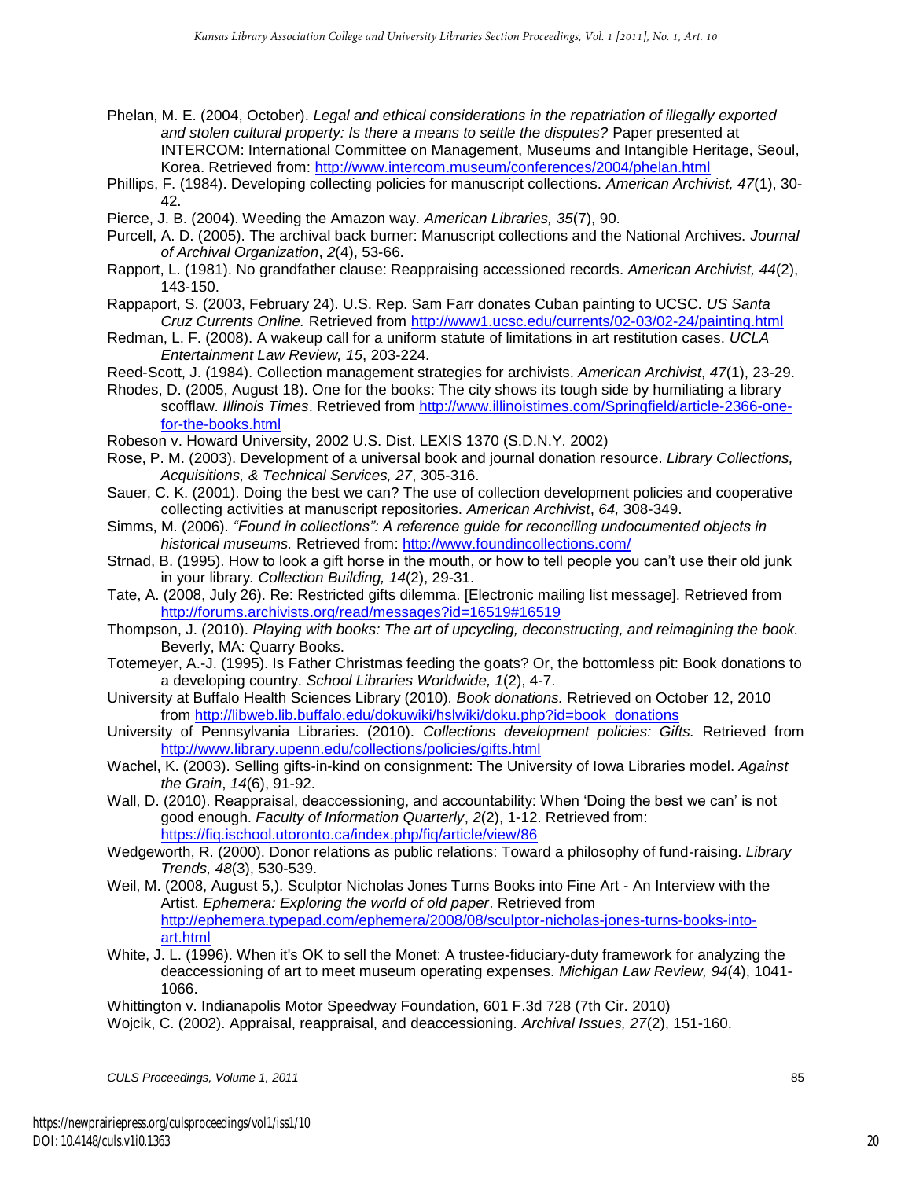Phelan, M. E. (2004, October). *Legal and ethical considerations in the repatriation of illegally exported and stolen cultural property: Is there a means to settle the disputes?* Paper presented at INTERCOM: International Committee on Management, Museums and Intangible Heritage, Seoul, Korea. Retrieved from: http://www.intercom.museum/conferences/2004/phelan.html

Phillips, F. (1984). Developing collecting policies for manuscript collections. *American Archivist, 47*(1), 30-42.

Pierce, J. B. (2004). Weeding the Amazon way. *American Libraries, 35*(7), 90.

Purcell, A. D. (2005). The archival back burner: Manuscript collections and the National Archives. *Journal of Archival Organization*, *2*(4), 53-66.

Rapport, L. (1981). No grandfather clause: Reappraising accessioned records. *American Archivist, 44*(2), 143-150.

Rappaport, S. (2003, February 24). U.S. Rep. Sam Farr donates Cuban painting to UCSC. *US Santa Cruz Currents Online.* Retrieved from http://www1.ucsc.edu/currents/02-03/02-24/painting.html

Redman, L. F. (2008). A wakeup call for a uniform statute of limitations in art restitution cases. *UCLA Entertainment Law Review, 15*, 203-224.

Reed-Scott, J. (1984). Collection management strategies for archivists. *American Archivist*, *47*(1), 23-29.

Rhodes, D. (2005, August 18). One for the books: The city shows its tough side by humiliating a library scofflaw. *Illinois Times*. Retrieved from http://www.illinoistimes.com/Springfield/article-2366-one-for-the-books.html

Robeson v. Howard University, 2002 U.S. Dist. LEXIS 1370 (S.D.N.Y. 2002)

Rose, P. M. (2003). Development of a universal book and journal donation resource. *Library Collections, Acquisitions, & Technical Services, 27*, 305-316.

Sauer, C. K. (2001). Doing the best we can? The use of collection development policies and cooperative collecting activities at manuscript repositories. *American Archivist*, *64,* 308-349.

Simms, M. (2006). *"Found in collections": A reference guide for reconciling undocumented objects in historical museums.* Retrieved from: http://www.foundincollections.com/

Strnad, B. (1995). How to look a gift horse in the mouth, or how to tell people you can't use their old junk in your library. *Collection Building, 14*(2), 29-31.

Tate, A. (2008, July 26). Re: Restricted gifts dilemma. [Electronic mailing list message]. Retrieved from http://forums.archivists.org/read/messages?id=16519#16519

Thompson, J. (2010). *Playing with books: The art of upcycling, deconstructing, and reimagining the book.* Beverly, MA: Quarry Books.

Totemeyer, A.-J. (1995). Is Father Christmas feeding the goats? Or, the bottomless pit: Book donations to a developing country. *School Libraries Worldwide, 1*(2), 4-7.

University at Buffalo Health Sciences Library (2010). *Book donations.* Retrieved on October 12, 2010 from http://libweb.lib.buffalo.edu/dokuwiki/hslwiki/doku.php?id=book_donations

University of Pennsylvania Libraries. (2010). *Collections development policies: Gifts.* Retrieved from http://www.library.upenn.edu/collections/policies/gifts.html

Wachel, K. (2003). Selling gifts-in-kind on consignment: The University of Iowa Libraries model. *Against the Grain*, *14*(6), 91-92.

Wall, D. (2010). Reappraisal, deaccessioning, and accountability: When 'Doing the best we can' is not good enough. *Faculty of Information Quarterly*, *2*(2), 1-12. Retrieved from: https://fiq.ischool.utoronto.ca/index.php/fiq/article/view/86

Wedgeworth, R. (2000). Donor relations as public relations: Toward a philosophy of fund-raising. *Library Trends, 48*(3), 530-539.

Weil, M. (2008, August 5,). Sculptor Nicholas Jones Turns Books into Fine Art - An Interview with the Artist. *Ephemera: Exploring the world of old paper*. Retrieved from http://ephemera.typepad.com/ephemera/2008/08/sculptor-nicholas-jones-turns-books-into-art.html

White, J. L. (1996). When it's OK to sell the Monet: A trustee-fiduciary-duty framework for analyzing the deaccessioning of art to meet museum operating expenses. *Michigan Law Review, 94*(4), 1041-1066.

Whittington v. Indianapolis Motor Speedway Foundation, 601 F.3d 728 (7th Cir. 2010)

Wojcik, C. (2002). Appraisal, reappraisal, and deaccessioning. *Archival Issues, 27*(2), 151-160.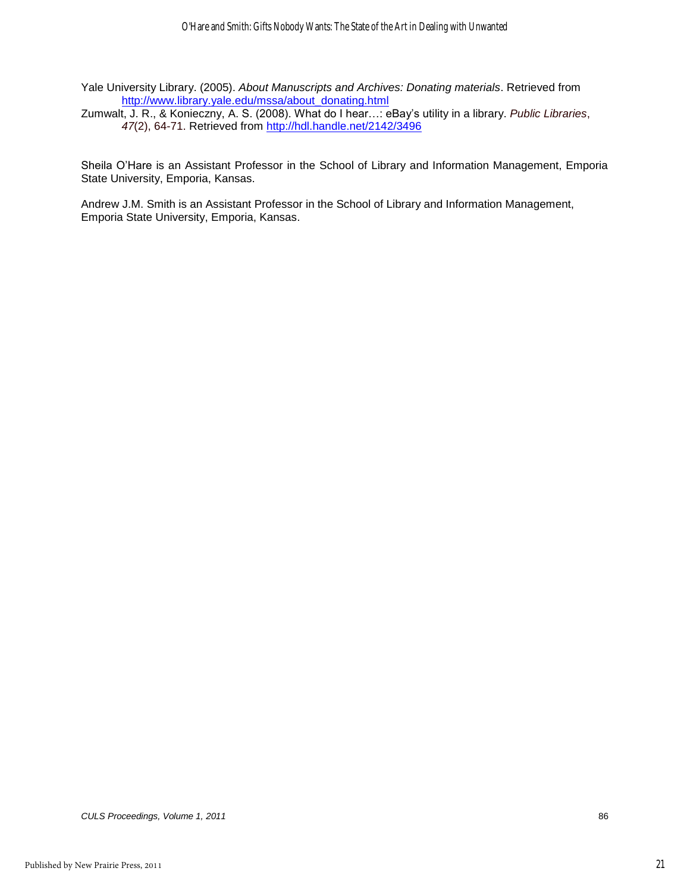Yale University Library. (2005). *About Manuscripts and Archives: Donating materials*. Retrieved from http://www.library.yale.edu/mssa/about_donating.html

Zumwalt, J. R., & Konieczny, A. S. (2008). What do I hear…: eBay's utility in a library. *Public Libraries*, *47*(2), 64-71. Retrieved from http://hdl.handle.net/2142/3496

Sheila O'Hare is an Assistant Professor in the School of Library and Information Management, Emporia State University, Emporia, Kansas.

Andrew J.M. Smith is an Assistant Professor in the School of Library and Information Management, Emporia State University, Emporia, Kansas.